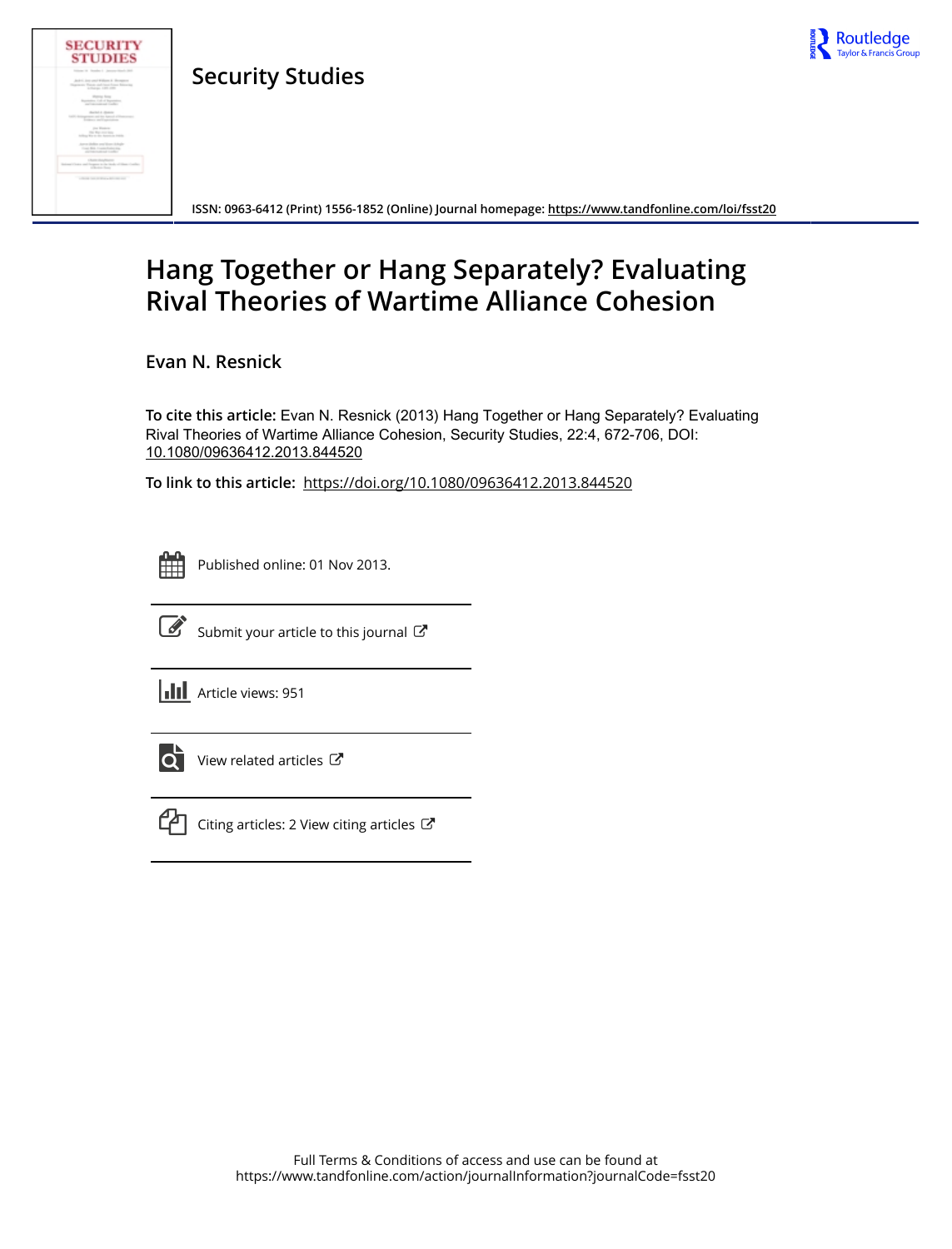# Security Studies

ISSN: 0963-6412 (Print) 1556-1852 (Online) Journal homepage: https://www.tandfonline.com/loi/fsst20

# Hang Together or Hang Separately? Evaluating Rival Theories of Wartime Alliance Cohesion

Evan N. Resnick

**To cite this article:** Evan N. Resnick (2013) Hang Together or Hang Separately? Evaluating Rival Theories of Wartime Alliance Cohesion, Security Studies, 22:4, 672-706, DOI: 10.1080/09636412.2013.844520

**To link to this article:** https://doi.org/10.1080/09636412.2013.844520

Published online: 01 Nov 2013.

Submit your article to this journal

Article views: 951

View related articles

Citing articles: 2 View citing articles

Full Terms & Conditions of access and use can be found at
https://www.tandfonline.com/action/journalInformation?journalCode=fsst20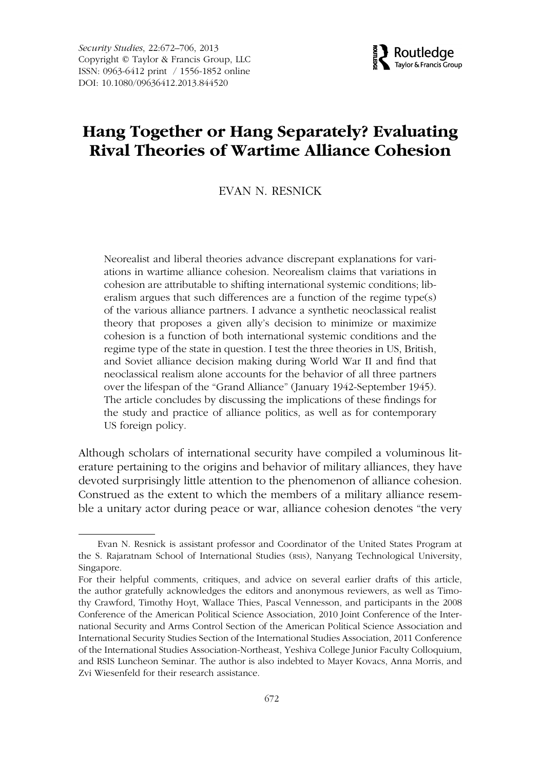# Hang Together or Hang Separately? Evaluating Rival Theories of Wartime Alliance Cohesion

EVAN N. RESNICK

> Neorealist and liberal theories advance discrepant explanations for variations in wartime alliance cohesion. Neorealism claims that variations in cohesion are attributable to shifting international systemic conditions; liberalism argues that such differences are a function of the regime type(s) of the various alliance partners. I advance a synthetic neoclassical realist theory that proposes a given ally's decision to minimize or maximize cohesion is a function of both international systemic conditions and the regime type of the state in question. I test the three theories in US, British, and Soviet alliance decision making during World War II and find that neoclassical realism alone accounts for the behavior of all three partners over the lifespan of the "Grand Alliance" (January 1942-September 1945). The article concludes by discussing the implications of these findings for the study and practice of alliance politics, as well as for contemporary US foreign policy.

Although scholars of international security have compiled a voluminous literature pertaining to the origins and behavior of military alliances, they have devoted surprisingly little attention to the phenomenon of alliance cohesion. Construed as the extent to which the members of a military alliance resemble a unitary actor during peace or war, alliance cohesion denotes "the very

---

Evan N. Resnick is assistant professor and Coordinator of the United States Program at the S. Rajaratnam School of International Studies (RSIS), Nanyang Technological University, Singapore.

For their helpful comments, critiques, and advice on several earlier drafts of this article, the author gratefully acknowledges the editors and anonymous reviewers, as well as Timothy Crawford, Timothy Hoyt, Wallace Thies, Pascal Vennesson, and participants in the 2008 Conference of the American Political Science Association, 2010 Joint Conference of the International Security and Arms Control Section of the American Political Science Association and International Security Studies Section of the International Studies Association, 2011 Conference of the International Studies Association-Northeast, Yeshiva College Junior Faculty Colloquium, and RSIS Luncheon Seminar. The author is also indebted to Mayer Kovacs, Anna Morris, and Zvi Wiesenfeld for their research assistance.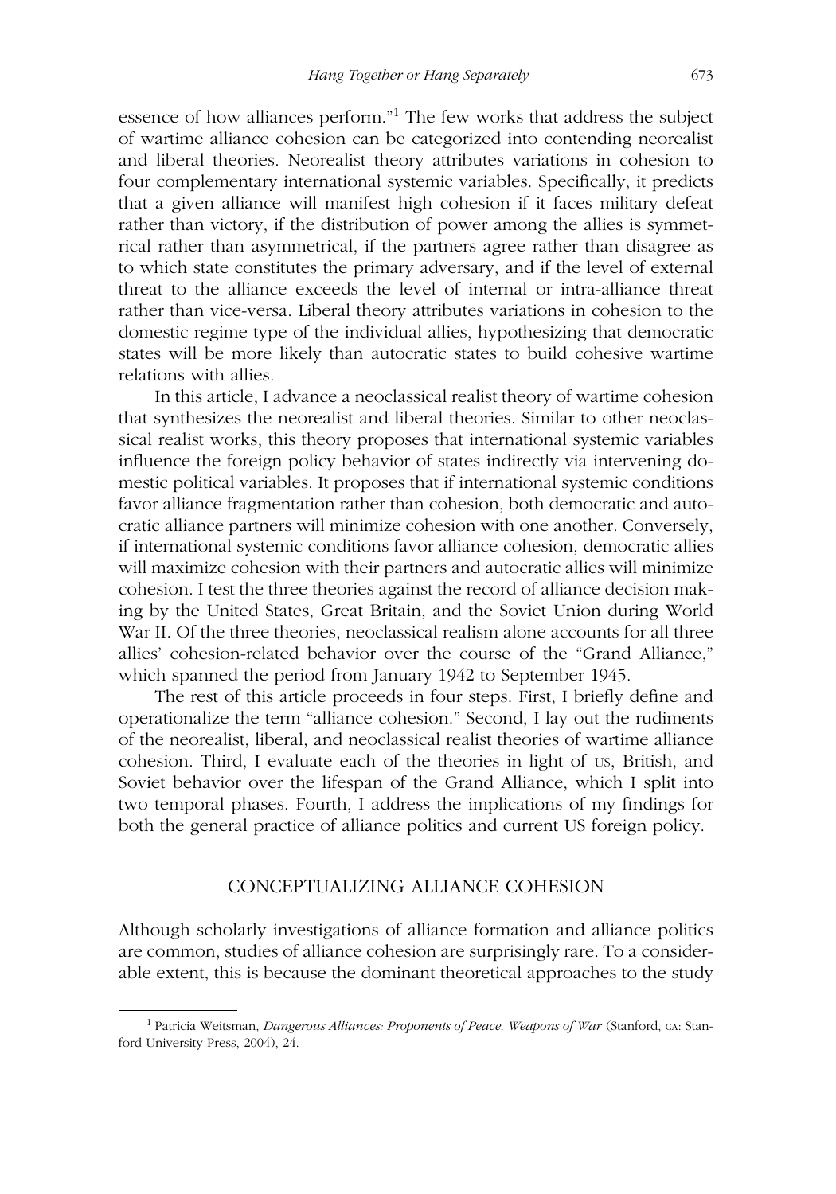essence of how alliances perform."[1] The few works that address the subject of wartime alliance cohesion can be categorized into contending neorealist and liberal theories. Neorealist theory attributes variations in cohesion to four complementary international systemic variables. Specifically, it predicts that a given alliance will manifest high cohesion if it faces military defeat rather than victory, if the distribution of power among the allies is symmetrical rather than asymmetrical, if the partners agree rather than disagree as to which state constitutes the primary adversary, and if the level of external threat to the alliance exceeds the level of internal or intra-alliance threat rather than vice-versa. Liberal theory attributes variations in cohesion to the domestic regime type of the individual allies, hypothesizing that democratic states will be more likely than autocratic states to build cohesive wartime relations with allies.

In this article, I advance a neoclassical realist theory of wartime cohesion that synthesizes the neorealist and liberal theories. Similar to other neoclassical realist works, this theory proposes that international systemic variables influence the foreign policy behavior of states indirectly via intervening domestic political variables. It proposes that if international systemic conditions favor alliance fragmentation rather than cohesion, both democratic and autocratic alliance partners will minimize cohesion with one another. Conversely, if international systemic conditions favor alliance cohesion, democratic allies will maximize cohesion with their partners and autocratic allies will minimize cohesion. I test the three theories against the record of alliance decision making by the United States, Great Britain, and the Soviet Union during World War II. Of the three theories, neoclassical realism alone accounts for all three allies' cohesion-related behavior over the course of the "Grand Alliance," which spanned the period from January 1942 to September 1945.

The rest of this article proceeds in four steps. First, I briefly define and operationalize the term "alliance cohesion." Second, I lay out the rudiments of the neorealist, liberal, and neoclassical realist theories of wartime alliance cohesion. Third, I evaluate each of the theories in light of US, British, and Soviet behavior over the lifespan of the Grand Alliance, which I split into two temporal phases. Fourth, I address the implications of my findings for both the general practice of alliance politics and current US foreign policy.

## CONCEPTUALIZING ALLIANCE COHESION

Although scholarly investigations of alliance formation and alliance politics are common, studies of alliance cohesion are surprisingly rare. To a considerable extent, this is because the dominant theoretical approaches to the study

[1] Patricia Weitsman, *Dangerous Alliances: Proponents of Peace, Weapons of War* (Stanford, CA: Stanford University Press, 2004), 24.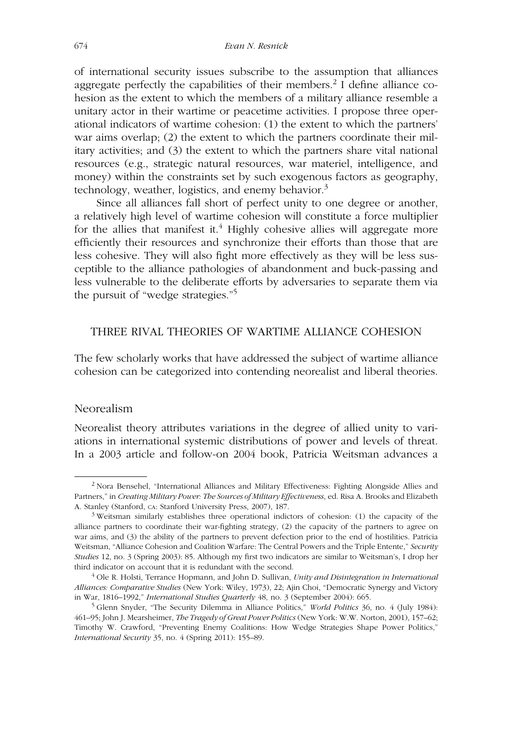of international security issues subscribe to the assumption that alliances aggregate perfectly the capabilities of their members.[2] I define alliance cohesion as the extent to which the members of a military alliance resemble a unitary actor in their wartime or peacetime activities. I propose three operational indicators of wartime cohesion: (1) the extent to which the partners' war aims overlap; (2) the extent to which the partners coordinate their military activities; and (3) the extent to which the partners share vital national resources (e.g., strategic natural resources, war materiel, intelligence, and money) within the constraints set by such exogenous factors as geography, technology, weather, logistics, and enemy behavior.[3]

Since all alliances fall short of perfect unity to one degree or another, a relatively high level of wartime cohesion will constitute a force multiplier for the allies that manifest it.[4] Highly cohesive allies will aggregate more efficiently their resources and synchronize their efforts than those that are less cohesive. They will also fight more effectively as they will be less susceptible to the alliance pathologies of abandonment and buck-passing and less vulnerable to the deliberate efforts by adversaries to separate them via the pursuit of "wedge strategies."[5]

## THREE RIVAL THEORIES OF WARTIME ALLIANCE COHESION

The few scholarly works that have addressed the subject of wartime alliance cohesion can be categorized into contending neorealist and liberal theories.

### Neorealism

Neorealist theory attributes variations in the degree of allied unity to variations in international systemic distributions of power and levels of threat. In a 2003 article and follow-on 2004 book, Patricia Weitsman advances a

---

[2] Nora Bensehel, "International Alliances and Military Effectiveness: Fighting Alongside Allies and Partners," in *Creating Military Power: The Sources of Military Effectiveness*, ed. Risa A. Brooks and Elizabeth A. Stanley (Stanford, CA: Stanford University Press, 2007), 187.

[3] Weitsman similarly establishes three operational indictors of cohesion: (1) the capacity of the alliance partners to coordinate their war-fighting strategy, (2) the capacity of the partners to agree on war aims, and (3) the ability of the partners to prevent defection prior to the end of hostilities. Patricia Weitsman, "Alliance Cohesion and Coalition Warfare: The Central Powers and the Triple Entente," *Security Studies* 12, no. 3 (Spring 2003): 85. Although my first two indicators are similar to Weitsman's, I drop her third indicator on account that it is redundant with the second.

[4] Ole R. Holsti, Terrance Hopmann, and John D. Sullivan, *Unity and Disintegration in International Alliances: Comparative Studies* (New York: Wiley, 1973), 22; Ajin Choi, "Democratic Synergy and Victory in War, 1816–1992," *International Studies Quarterly* 48, no. 3 (September 2004): 665.

[5] Glenn Snyder, "The Security Dilemma in Alliance Politics," *World Politics* 36, no. 4 (July 1984): 461–95; John J. Mearsheimer, *The Tragedy of Great Power Politics* (New York: W.W. Norton, 2001), 157–62; Timothy W. Crawford, "Preventing Enemy Coalitions: How Wedge Strategies Shape Power Politics," *International Security* 35, no. 4 (Spring 2011): 155–89.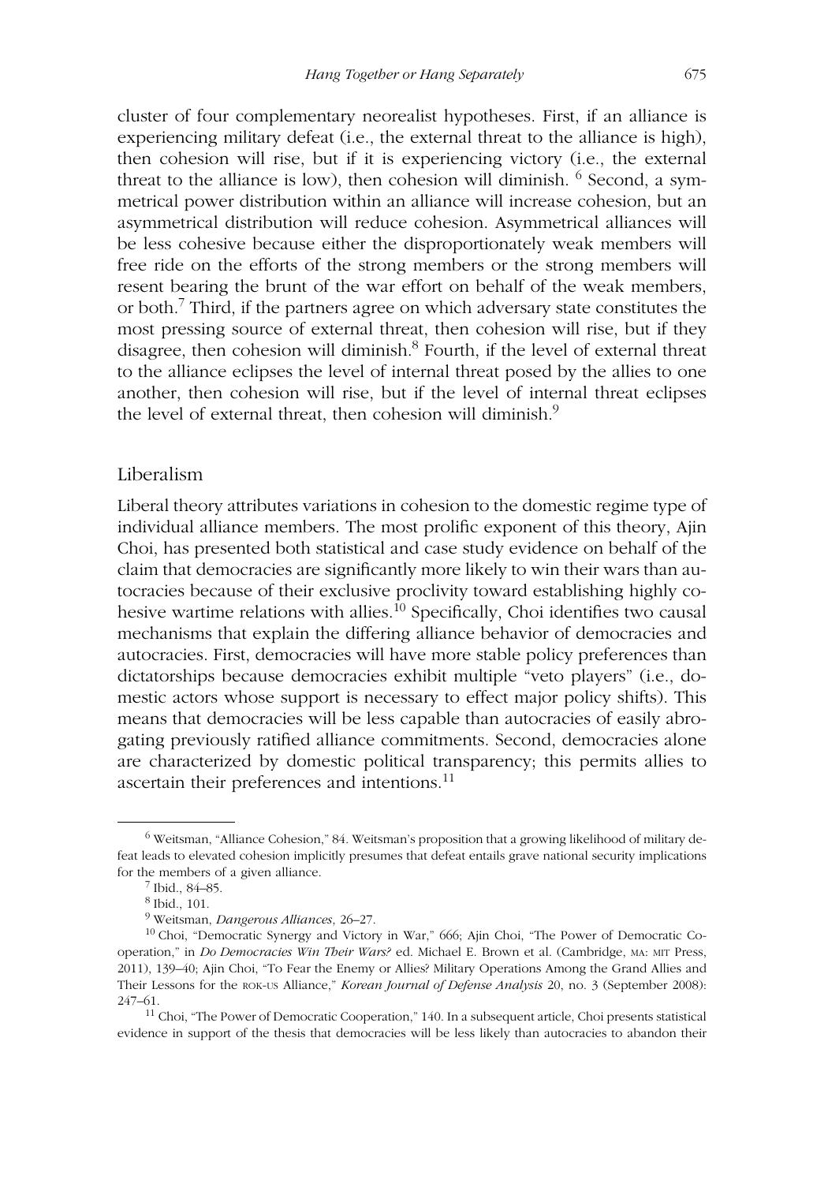cluster of four complementary neorealist hypotheses. First, if an alliance is experiencing military defeat (i.e., the external threat to the alliance is high), then cohesion will rise, but if it is experiencing victory (i.e., the external threat to the alliance is low), then cohesion will diminish. [6] Second, a symmetrical power distribution within an alliance will increase cohesion, but an asymmetrical distribution will reduce cohesion. Asymmetrical alliances will be less cohesive because either the disproportionately weak members will free ride on the efforts of the strong members or the strong members will resent bearing the brunt of the war effort on behalf of the weak members, or both.[7] Third, if the partners agree on which adversary state constitutes the most pressing source of external threat, then cohesion will rise, but if they disagree, then cohesion will diminish.[8] Fourth, if the level of external threat to the alliance eclipses the level of internal threat posed by the allies to one another, then cohesion will rise, but if the level of internal threat eclipses the level of external threat, then cohesion will diminish.[9]

## Liberalism

Liberal theory attributes variations in cohesion to the domestic regime type of individual alliance members. The most prolific exponent of this theory, Ajin Choi, has presented both statistical and case study evidence on behalf of the claim that democracies are significantly more likely to win their wars than autocracies because of their exclusive proclivity toward establishing highly cohesive wartime relations with allies.[10] Specifically, Choi identifies two causal mechanisms that explain the differing alliance behavior of democracies and autocracies. First, democracies will have more stable policy preferences than dictatorships because democracies exhibit multiple "veto players" (i.e., domestic actors whose support is necessary to effect major policy shifts). This means that democracies will be less capable than autocracies of easily abrogating previously ratified alliance commitments. Second, democracies alone are characterized by domestic political transparency; this permits allies to ascertain their preferences and intentions.[11]

---

[6] Weitsman, "Alliance Cohesion," 84. Weitsman's proposition that a growing likelihood of military defeat leads to elevated cohesion implicitly presumes that defeat entails grave national security implications for the members of a given alliance.

[7] Ibid., 84–85.

[8] Ibid., 101.

[9] Weitsman, *Dangerous Alliances*, 26–27.

[10] Choi, "Democratic Synergy and Victory in War," 666; Ajin Choi, "The Power of Democratic Cooperation," in *Do Democracies Win Their Wars?* ed. Michael E. Brown et al. (Cambridge, MA: MIT Press, 2011), 139–40; Ajin Choi, "To Fear the Enemy or Allies? Military Operations Among the Grand Allies and Their Lessons for the ROK-US Alliance," *Korean Journal of Defense Analysis* 20, no. 3 (September 2008): 247–61.

[11] Choi, "The Power of Democratic Cooperation," 140. In a subsequent article, Choi presents statistical evidence in support of the thesis that democracies will be less likely than autocracies to abandon their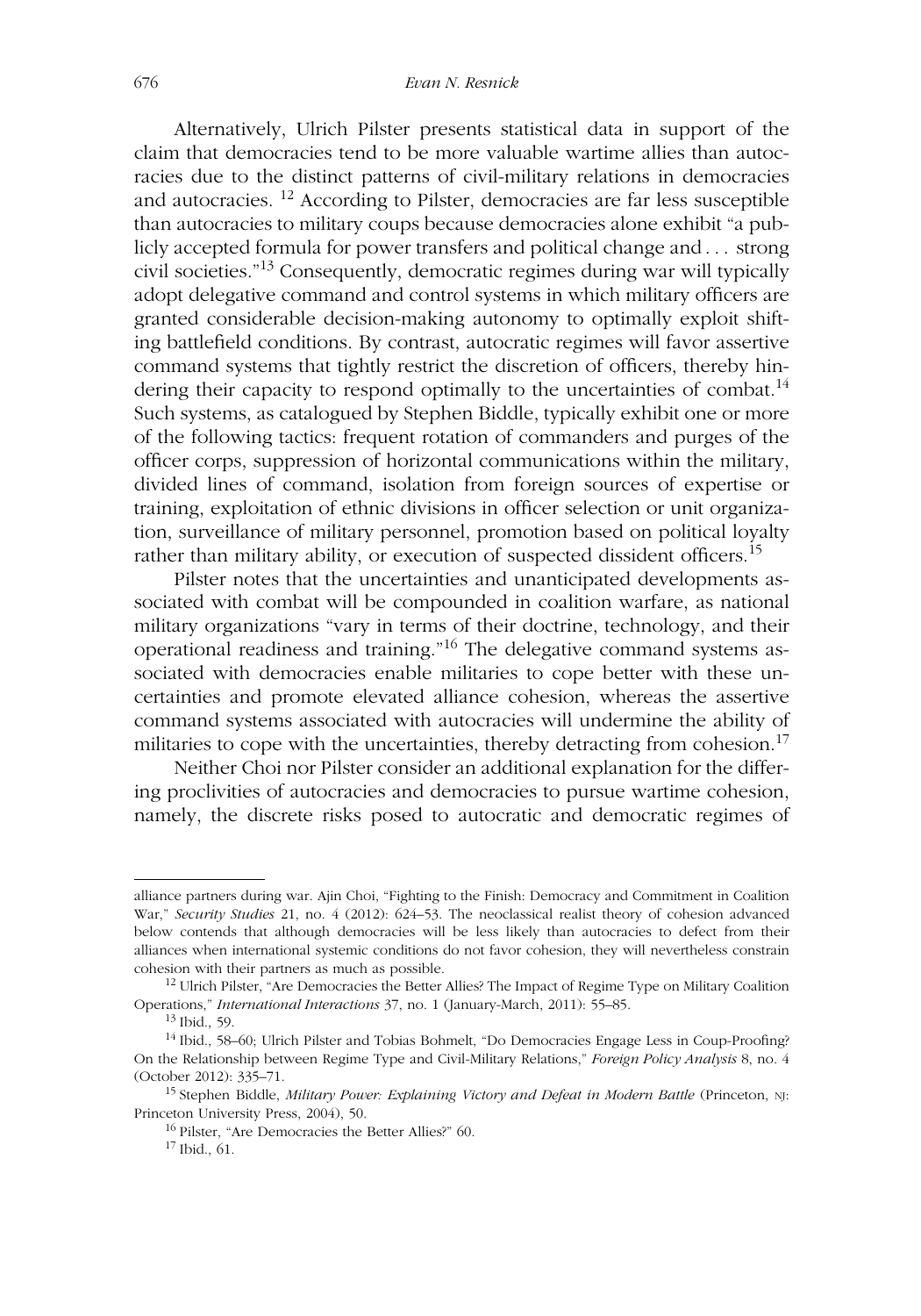Alternatively, Ulrich Pilster presents statistical data in support of the claim that democracies tend to be more valuable wartime allies than autocracies due to the distinct patterns of civil-military relations in democracies and autocracies. [12] According to Pilster, democracies are far less susceptible than autocracies to military coups because democracies alone exhibit "a publicly accepted formula for power transfers and political change and . . . strong civil societies."[13] Consequently, democratic regimes during war will typically adopt delegative command and control systems in which military officers are granted considerable decision-making autonomy to optimally exploit shifting battlefield conditions. By contrast, autocratic regimes will favor assertive command systems that tightly restrict the discretion of officers, thereby hindering their capacity to respond optimally to the uncertainties of combat.[14] Such systems, as catalogued by Stephen Biddle, typically exhibit one or more of the following tactics: frequent rotation of commanders and purges of the officer corps, suppression of horizontal communications within the military, divided lines of command, isolation from foreign sources of expertise or training, exploitation of ethnic divisions in officer selection or unit organization, surveillance of military personnel, promotion based on political loyalty rather than military ability, or execution of suspected dissident officers.[15]

Pilster notes that the uncertainties and unanticipated developments associated with combat will be compounded in coalition warfare, as national military organizations "vary in terms of their doctrine, technology, and their operational readiness and training."[16] The delegative command systems associated with democracies enable militaries to cope better with these uncertainties and promote elevated alliance cohesion, whereas the assertive command systems associated with autocracies will undermine the ability of militaries to cope with the uncertainties, thereby detracting from cohesion.[17]

Neither Choi nor Pilster consider an additional explanation for the differing proclivities of autocracies and democracies to pursue wartime cohesion, namely, the discrete risks posed to autocratic and democratic regimes of

---

alliance partners during war. Ajin Choi, "Fighting to the Finish: Democracy and Commitment in Coalition War," *Security Studies* 21, no. 4 (2012): 624–53. The neoclassical realist theory of cohesion advanced below contends that although democracies will be less likely than autocracies to defect from their alliances when international systemic conditions do not favor cohesion, they will nevertheless constrain cohesion with their partners as much as possible.

[12] Ulrich Pilster, "Are Democracies the Better Allies? The Impact of Regime Type on Military Coalition Operations," *International Interactions* 37, no. 1 (January-March, 2011): 55–85.

[13] Ibid., 59.

[14] Ibid., 58–60; Ulrich Pilster and Tobias Bohmelt, "Do Democracies Engage Less in Coup-Proofing? On the Relationship between Regime Type and Civil-Military Relations," *Foreign Policy Analysis* 8, no. 4 (October 2012): 335–71.

[15] Stephen Biddle, *Military Power: Explaining Victory and Defeat in Modern Battle* (Princeton, NJ: Princeton University Press, 2004), 50.

[16] Pilster, "Are Democracies the Better Allies?" 60.

[17] Ibid., 61.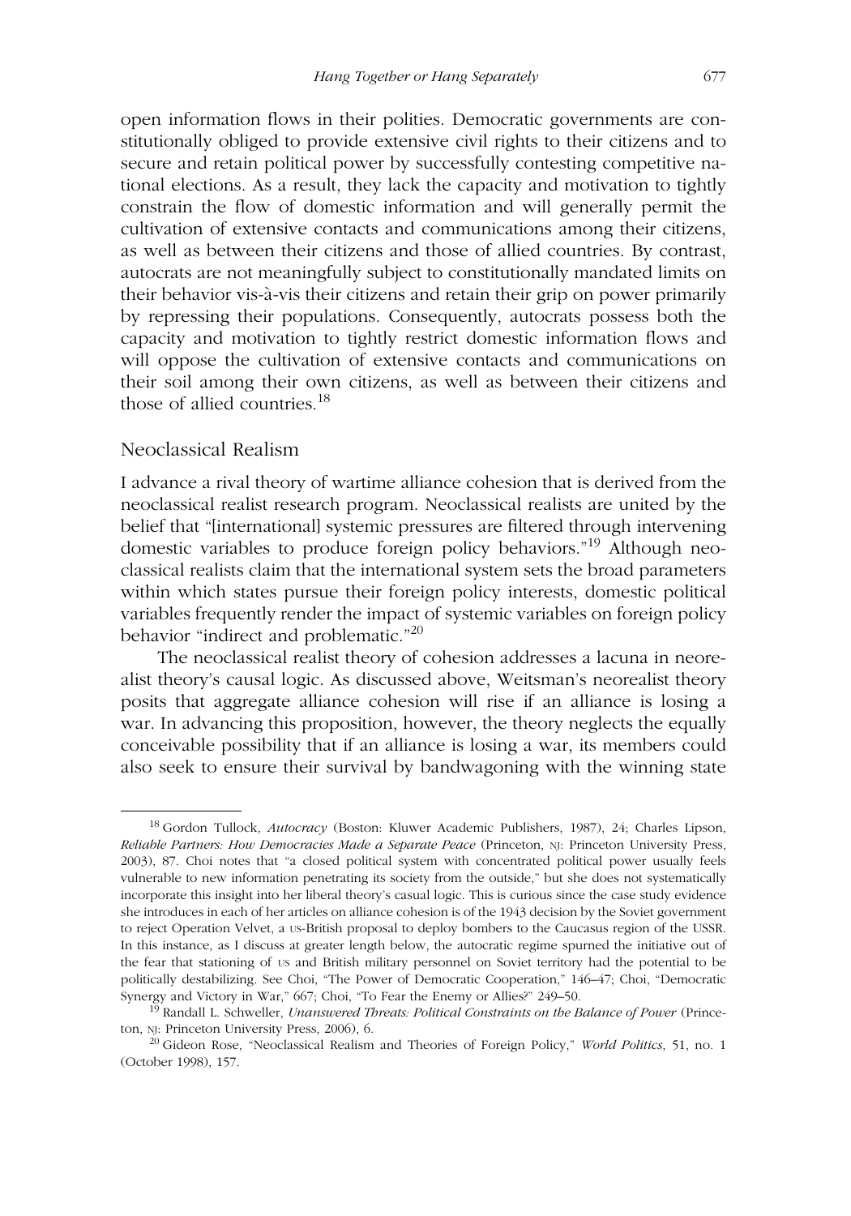open information flows in their polities. Democratic governments are constitutionally obliged to provide extensive civil rights to their citizens and to secure and retain political power by successfully contesting competitive national elections. As a result, they lack the capacity and motivation to tightly constrain the flow of domestic information and will generally permit the cultivation of extensive contacts and communications among their citizens, as well as between their citizens and those of allied countries. By contrast, autocrats are not meaningfully subject to constitutionally mandated limits on their behavior vis-à-vis their citizens and retain their grip on power primarily by repressing their populations. Consequently, autocrats possess both the capacity and motivation to tightly restrict domestic information flows and will oppose the cultivation of extensive contacts and communications on their soil among their own citizens, as well as between their citizens and those of allied countries.[18]

## Neoclassical Realism

I advance a rival theory of wartime alliance cohesion that is derived from the neoclassical realist research program. Neoclassical realists are united by the belief that "[international] systemic pressures are filtered through intervening domestic variables to produce foreign policy behaviors."[19] Although neoclassical realists claim that the international system sets the broad parameters within which states pursue their foreign policy interests, domestic political variables frequently render the impact of systemic variables on foreign policy behavior "indirect and problematic."[20]

The neoclassical realist theory of cohesion addresses a lacuna in neorealist theory's causal logic. As discussed above, Weitsman's neorealist theory posits that aggregate alliance cohesion will rise if an alliance is losing a war. In advancing this proposition, however, the theory neglects the equally conceivable possibility that if an alliance is losing a war, its members could also seek to ensure their survival by bandwagoning with the winning state

---

[18] Gordon Tullock, *Autocracy* (Boston: Kluwer Academic Publishers, 1987), 24; Charles Lipson, *Reliable Partners: How Democracies Made a Separate Peace* (Princeton, NJ: Princeton University Press, 2003), 87. Choi notes that "a closed political system with concentrated political power usually feels vulnerable to new information penetrating its society from the outside," but she does not systematically incorporate this insight into her liberal theory's casual logic. This is curious since the case study evidence she introduces in each of her articles on alliance cohesion is of the 1943 decision by the Soviet government to reject Operation Velvet, a US-British proposal to deploy bombers to the Caucasus region of the USSR. In this instance, as I discuss at greater length below, the autocratic regime spurned the initiative out of the fear that stationing of US and British military personnel on Soviet territory had the potential to be politically destabilizing. See Choi, "The Power of Democratic Cooperation," 146–47; Choi, "Democratic Synergy and Victory in War," 667; Choi, "To Fear the Enemy or Allies?" 249–50.

[19] Randall L. Schweller, *Unanswered Threats: Political Constraints on the Balance of Power* (Princeton, NJ: Princeton University Press, 2006), 6.

[20] Gideon Rose, "Neoclassical Realism and Theories of Foreign Policy," *World Politics*, 51, no. 1 (October 1998), 157.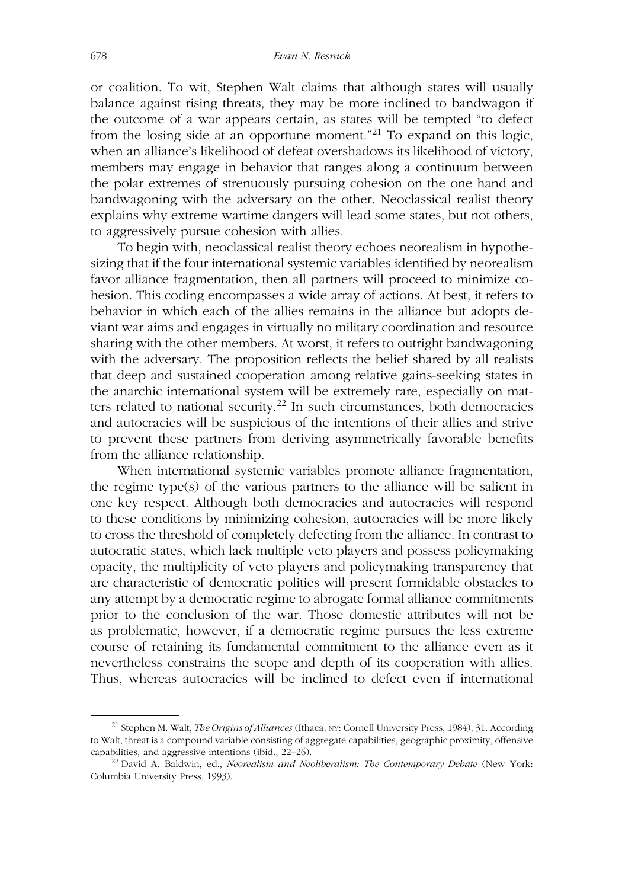or coalition. To wit, Stephen Walt claims that although states will usually balance against rising threats, they may be more inclined to bandwagon if the outcome of a war appears certain, as states will be tempted "to defect from the losing side at an opportune moment."[21] To expand on this logic, when an alliance's likelihood of defeat overshadows its likelihood of victory, members may engage in behavior that ranges along a continuum between the polar extremes of strenuously pursuing cohesion on the one hand and bandwagoning with the adversary on the other. Neoclassical realist theory explains why extreme wartime dangers will lead some states, but not others, to aggressively pursue cohesion with allies.

To begin with, neoclassical realist theory echoes neorealism in hypothesizing that if the four international systemic variables identified by neorealism favor alliance fragmentation, then all partners will proceed to minimize cohesion. This coding encompasses a wide array of actions. At best, it refers to behavior in which each of the allies remains in the alliance but adopts deviant war aims and engages in virtually no military coordination and resource sharing with the other members. At worst, it refers to outright bandwagoning with the adversary. The proposition reflects the belief shared by all realists that deep and sustained cooperation among relative gains-seeking states in the anarchic international system will be extremely rare, especially on matters related to national security.[22] In such circumstances, both democracies and autocracies will be suspicious of the intentions of their allies and strive to prevent these partners from deriving asymmetrically favorable benefits from the alliance relationship.

When international systemic variables promote alliance fragmentation, the regime type(s) of the various partners to the alliance will be salient in one key respect. Although both democracies and autocracies will respond to these conditions by minimizing cohesion, autocracies will be more likely to cross the threshold of completely defecting from the alliance. In contrast to autocratic states, which lack multiple veto players and possess policymaking opacity, the multiplicity of veto players and policymaking transparency that are characteristic of democratic polities will present formidable obstacles to any attempt by a democratic regime to abrogate formal alliance commitments prior to the conclusion of the war. Those domestic attributes will not be as problematic, however, if a democratic regime pursues the less extreme course of retaining its fundamental commitment to the alliance even as it nevertheless constrains the scope and depth of its cooperation with allies. Thus, whereas autocracies will be inclined to defect even if international

---

[21] Stephen M. Walt, *The Origins of Alliances* (Ithaca, NY: Cornell University Press, 1984), 31. According to Walt, threat is a compound variable consisting of aggregate capabilities, geographic proximity, offensive capabilities, and aggressive intentions (ibid., 22–26).

[22] David A. Baldwin, ed., *Neorealism and Neoliberalism: The Contemporary Debate* (New York: Columbia University Press, 1993).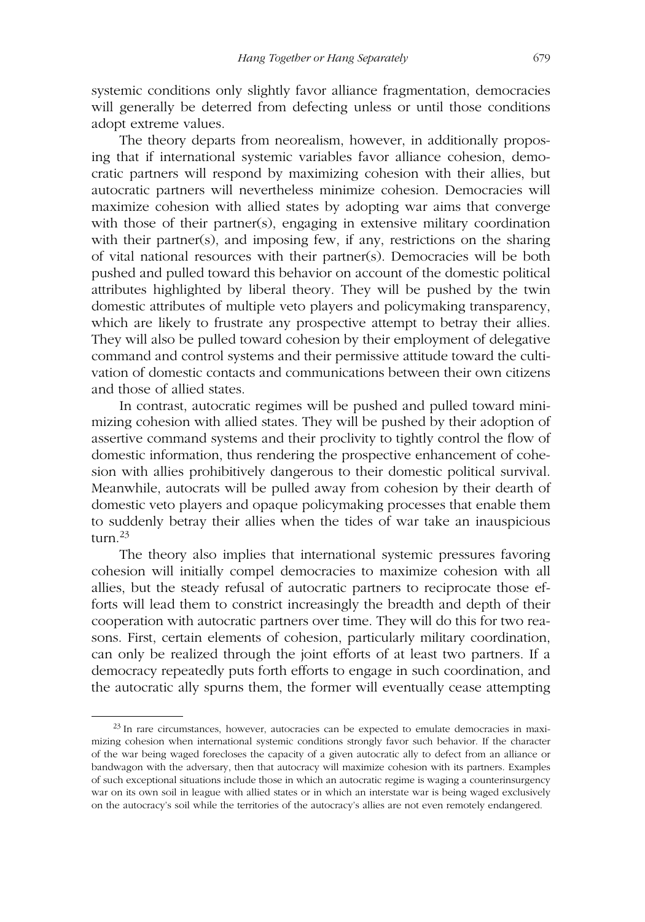systemic conditions only slightly favor alliance fragmentation, democracies will generally be deterred from defecting unless or until those conditions adopt extreme values.

The theory departs from neorealism, however, in additionally proposing that if international systemic variables favor alliance cohesion, democratic partners will respond by maximizing cohesion with their allies, but autocratic partners will nevertheless minimize cohesion. Democracies will maximize cohesion with allied states by adopting war aims that converge with those of their partner(s), engaging in extensive military coordination with their partner(s), and imposing few, if any, restrictions on the sharing of vital national resources with their partner(s). Democracies will be both pushed and pulled toward this behavior on account of the domestic political attributes highlighted by liberal theory. They will be pushed by the twin domestic attributes of multiple veto players and policymaking transparency, which are likely to frustrate any prospective attempt to betray their allies. They will also be pulled toward cohesion by their employment of delegative command and control systems and their permissive attitude toward the cultivation of domestic contacts and communications between their own citizens and those of allied states.

In contrast, autocratic regimes will be pushed and pulled toward minimizing cohesion with allied states. They will be pushed by their adoption of assertive command systems and their proclivity to tightly control the flow of domestic information, thus rendering the prospective enhancement of cohesion with allies prohibitively dangerous to their domestic political survival. Meanwhile, autocrats will be pulled away from cohesion by their dearth of domestic veto players and opaque policymaking processes that enable them to suddenly betray their allies when the tides of war take an inauspicious turn.[23]

The theory also implies that international systemic pressures favoring cohesion will initially compel democracies to maximize cohesion with all allies, but the steady refusal of autocratic partners to reciprocate those efforts will lead them to constrict increasingly the breadth and depth of their cooperation with autocratic partners over time. They will do this for two reasons. First, certain elements of cohesion, particularly military coordination, can only be realized through the joint efforts of at least two partners. If a democracy repeatedly puts forth efforts to engage in such coordination, and the autocratic ally spurns them, the former will eventually cease attempting

[23] In rare circumstances, however, autocracies can be expected to emulate democracies in maximizing cohesion when international systemic conditions strongly favor such behavior. If the character of the war being waged forecloses the capacity of a given autocratic ally to defect from an alliance or bandwagon with the adversary, then that autocracy will maximize cohesion with its partners. Examples of such exceptional situations include those in which an autocratic regime is waging a counterinsurgency war on its own soil in league with allied states or in which an interstate war is being waged exclusively on the autocracy's soil while the territories of the autocracy's allies are not even remotely endangered.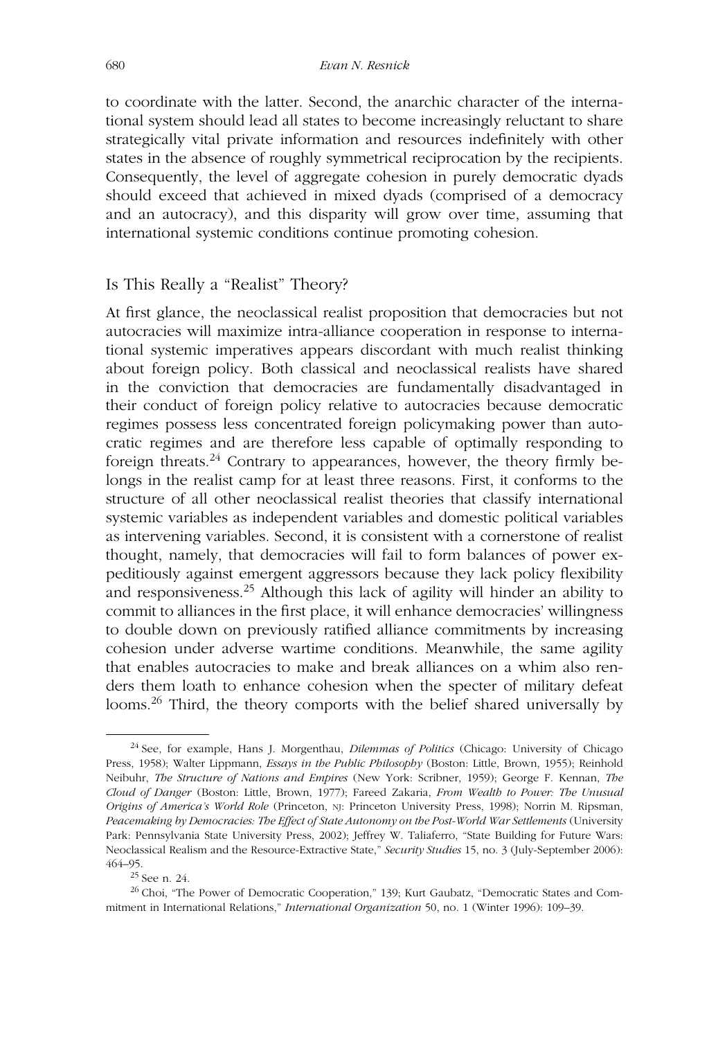to coordinate with the latter. Second, the anarchic character of the international system should lead all states to become increasingly reluctant to share strategically vital private information and resources indefinitely with other states in the absence of roughly symmetrical reciprocation by the recipients. Consequently, the level of aggregate cohesion in purely democratic dyads should exceed that achieved in mixed dyads (comprised of a democracy and an autocracy), and this disparity will grow over time, assuming that international systemic conditions continue promoting cohesion.

## Is This Really a "Realist" Theory?

At first glance, the neoclassical realist proposition that democracies but not autocracies will maximize intra-alliance cooperation in response to international systemic imperatives appears discordant with much realist thinking about foreign policy. Both classical and neoclassical realists have shared in the conviction that democracies are fundamentally disadvantaged in their conduct of foreign policy relative to autocracies because democratic regimes possess less concentrated foreign policymaking power than autocratic regimes and are therefore less capable of optimally responding to foreign threats.[24] Contrary to appearances, however, the theory firmly belongs in the realist camp for at least three reasons. First, it conforms to the structure of all other neoclassical realist theories that classify international systemic variables as independent variables and domestic political variables as intervening variables. Second, it is consistent with a cornerstone of realist thought, namely, that democracies will fail to form balances of power expeditiously against emergent aggressors because they lack policy flexibility and responsiveness.[25] Although this lack of agility will hinder an ability to commit to alliances in the first place, it will enhance democracies' willingness to double down on previously ratified alliance commitments by increasing cohesion under adverse wartime conditions. Meanwhile, the same agility that enables autocracies to make and break alliances on a whim also renders them loath to enhance cohesion when the specter of military defeat looms.[26] Third, the theory comports with the belief shared universally by

---

[24] See, for example, Hans J. Morgenthau, *Dilemmas of Politics* (Chicago: University of Chicago Press, 1958); Walter Lippmann, *Essays in the Public Philosophy* (Boston: Little, Brown, 1955); Reinhold Neibuhr, *The Structure of Nations and Empires* (New York: Scribner, 1959); George F. Kennan, *The Cloud of Danger* (Boston: Little, Brown, 1977); Fareed Zakaria, *From Wealth to Power: The Unusual Origins of America's World Role* (Princeton, NJ: Princeton University Press, 1998); Norrin M. Ripsman, *Peacemaking by Democracies: The Effect of State Autonomy on the Post-World War Settlements* (University Park: Pennsylvania State University Press, 2002); Jeffrey W. Taliaferro, "State Building for Future Wars: Neoclassical Realism and the Resource-Extractive State," *Security Studies* 15, no. 3 (July-September 2006): 464–95.

[25] See n. 24.

[26] Choi, "The Power of Democratic Cooperation," 139; Kurt Gaubatz, "Democratic States and Commitment in International Relations," *International Organization* 50, no. 1 (Winter 1996): 109–39.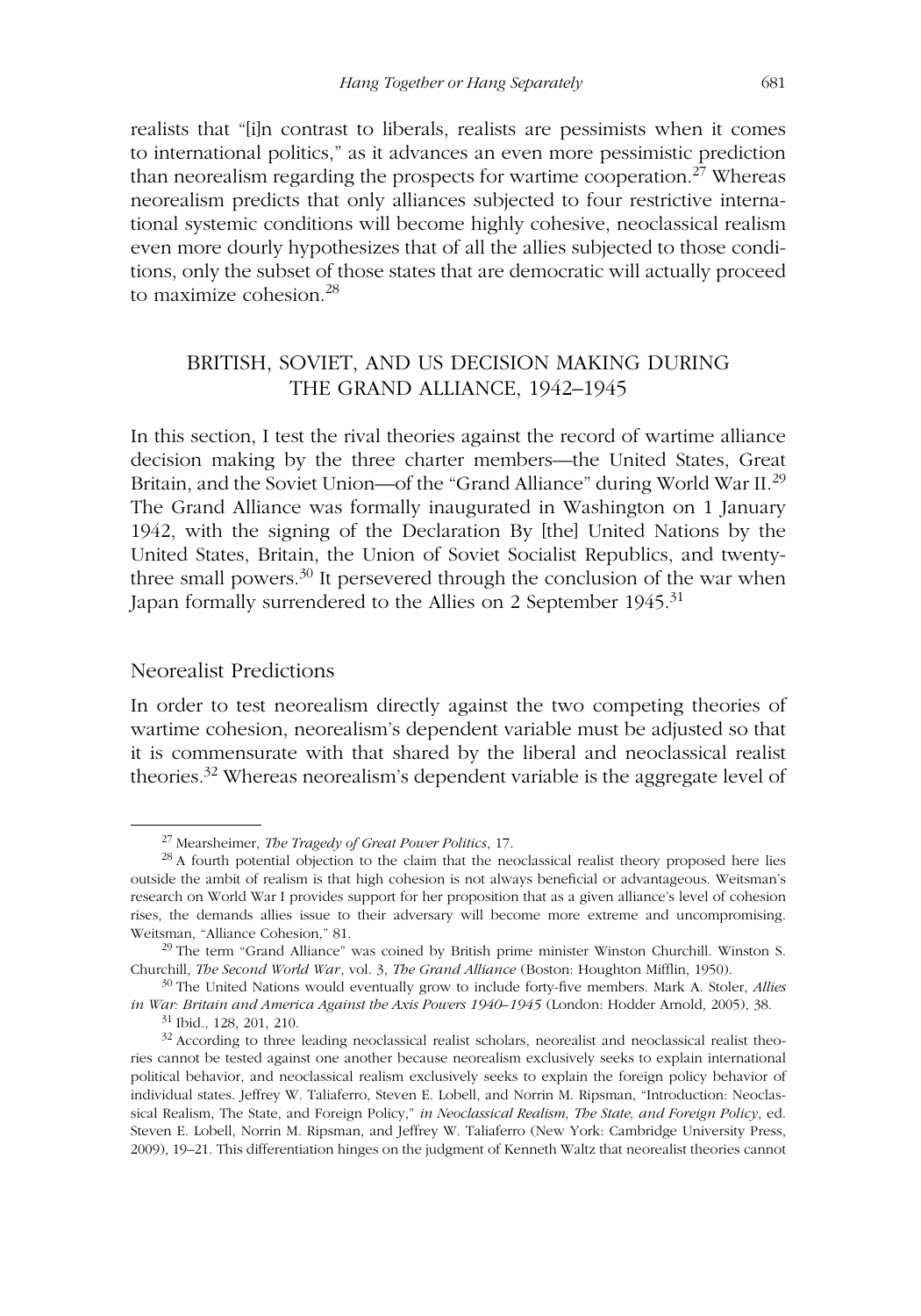realists that "[i]n contrast to liberals, realists are pessimists when it comes to international politics," as it advances an even more pessimistic prediction than neorealism regarding the prospects for wartime cooperation.[27] Whereas neorealism predicts that only alliances subjected to four restrictive international systemic conditions will become highly cohesive, neoclassical realism even more dourly hypothesizes that of all the allies subjected to those conditions, only the subset of those states that are democratic will actually proceed to maximize cohesion.[28]

## BRITISH, SOVIET, AND US DECISION MAKING DURING THE GRAND ALLIANCE, 1942–1945

In this section, I test the rival theories against the record of wartime alliance decision making by the three charter members—the United States, Great Britain, and the Soviet Union—of the "Grand Alliance" during World War II.[29] The Grand Alliance was formally inaugurated in Washington on 1 January 1942, with the signing of the Declaration By [the] United Nations by the United States, Britain, the Union of Soviet Socialist Republics, and twenty-three small powers.[30] It persevered through the conclusion of the war when Japan formally surrendered to the Allies on 2 September 1945.[31]

### Neorealist Predictions

In order to test neorealism directly against the two competing theories of wartime cohesion, neorealism's dependent variable must be adjusted so that it is commensurate with that shared by the liberal and neoclassical realist theories.[32] Whereas neorealism's dependent variable is the aggregate level of

---

[27] Mearsheimer, *The Tragedy of Great Power Politics*, 17.

[28] A fourth potential objection to the claim that the neoclassical realist theory proposed here lies outside the ambit of realism is that high cohesion is not always beneficial or advantageous. Weitsman's research on World War I provides support for her proposition that as a given alliance's level of cohesion rises, the demands allies issue to their adversary will become more extreme and uncompromising. Weitsman, "Alliance Cohesion," 81.

[29] The term "Grand Alliance" was coined by British prime minister Winston Churchill. Winston S. Churchill, *The Second World War*, vol. 3, *The Grand Alliance* (Boston: Houghton Mifflin, 1950).

[30] The United Nations would eventually grow to include forty-five members. Mark A. Stoler, *Allies in War: Britain and America Against the Axis Powers 1940–1945* (London: Hodder Arnold, 2005), 38.

[31] Ibid., 128, 201, 210.

[32] According to three leading neoclassical realist scholars, neorealist and neoclassical realist theories cannot be tested against one another because neorealism exclusively seeks to explain international political behavior, and neoclassical realism exclusively seeks to explain the foreign policy behavior of individual states. Jeffrey W. Taliaferro, Steven E. Lobell, and Norrin M. Ripsman, "Introduction: Neoclassical Realism, The State, and Foreign Policy," *in Neoclassical Realism, The State, and Foreign Policy*, ed. Steven E. Lobell, Norrin M. Ripsman, and Jeffrey W. Taliaferro (New York: Cambridge University Press, 2009), 19–21. This differentiation hinges on the judgment of Kenneth Waltz that neorealist theories cannot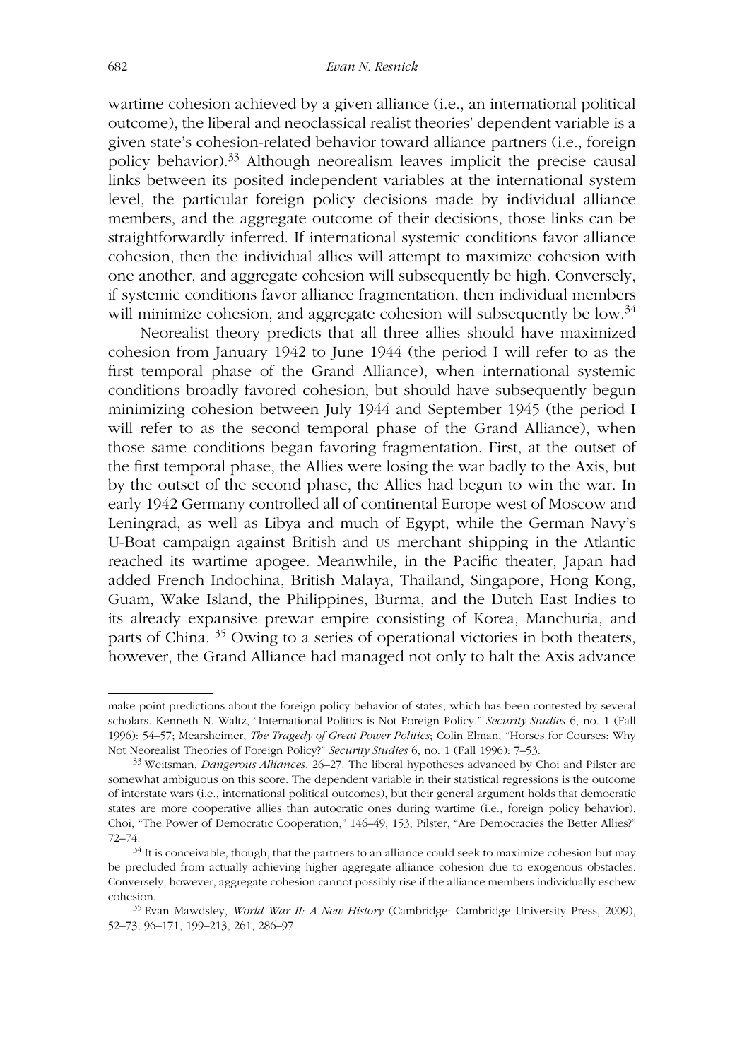wartime cohesion achieved by a given alliance (i.e., an international political outcome), the liberal and neoclassical realist theories' dependent variable is a given state's cohesion-related behavior toward alliance partners (i.e., foreign policy behavior).[33] Although neorealism leaves implicit the precise causal links between its posited independent variables at the international system level, the particular foreign policy decisions made by individual alliance members, and the aggregate outcome of their decisions, those links can be straightforwardly inferred. If international systemic conditions favor alliance cohesion, then the individual allies will attempt to maximize cohesion with one another, and aggregate cohesion will subsequently be high. Conversely, if systemic conditions favor alliance fragmentation, then individual members will minimize cohesion, and aggregate cohesion will subsequently be low.[34]

Neorealist theory predicts that all three allies should have maximized cohesion from January 1942 to June 1944 (the period I will refer to as the first temporal phase of the Grand Alliance), when international systemic conditions broadly favored cohesion, but should have subsequently begun minimizing cohesion between July 1944 and September 1945 (the period I will refer to as the second temporal phase of the Grand Alliance), when those same conditions began favoring fragmentation. First, at the outset of the first temporal phase, the Allies were losing the war badly to the Axis, but by the outset of the second phase, the Allies had begun to win the war. In early 1942 Germany controlled all of continental Europe west of Moscow and Leningrad, as well as Libya and much of Egypt, while the German Navy's U-Boat campaign against British and US merchant shipping in the Atlantic reached its wartime apogee. Meanwhile, in the Pacific theater, Japan had added French Indochina, British Malaya, Thailand, Singapore, Hong Kong, Guam, Wake Island, the Philippines, Burma, and the Dutch East Indies to its already expansive prewar empire consisting of Korea, Manchuria, and parts of China.[35] Owing to a series of operational victories in both theaters, however, the Grand Alliance had managed not only to halt the Axis advance

---

make point predictions about the foreign policy behavior of states, which has been contested by several scholars. Kenneth N. Waltz, "International Politics is Not Foreign Policy," *Security Studies* 6, no. 1 (Fall 1996): 54–57; Mearsheimer, *The Tragedy of Great Power Politics*; Colin Elman, "Horses for Courses: Why Not Neorealist Theories of Foreign Policy?" *Security Studies* 6, no. 1 (Fall 1996): 7–53.

[33] Weitsman, *Dangerous Alliances*, 26–27. The liberal hypotheses advanced by Choi and Pilster are somewhat ambiguous on this score. The dependent variable in their statistical regressions is the outcome of interstate wars (i.e., international political outcomes), but their general argument holds that democratic states are more cooperative allies than autocratic ones during wartime (i.e., foreign policy behavior). Choi, "The Power of Democratic Cooperation," 146–49, 153; Pilster, "Are Democracies the Better Allies?" 72–74.

[34] It is conceivable, though, that the partners to an alliance could seek to maximize cohesion but may be precluded from actually achieving higher aggregate alliance cohesion due to exogenous obstacles. Conversely, however, aggregate cohesion cannot possibly rise if the alliance members individually eschew cohesion.

[35] Evan Mawdsley, *World War II: A New History* (Cambridge: Cambridge University Press, 2009), 52–73, 96–171, 199–213, 261, 286–97.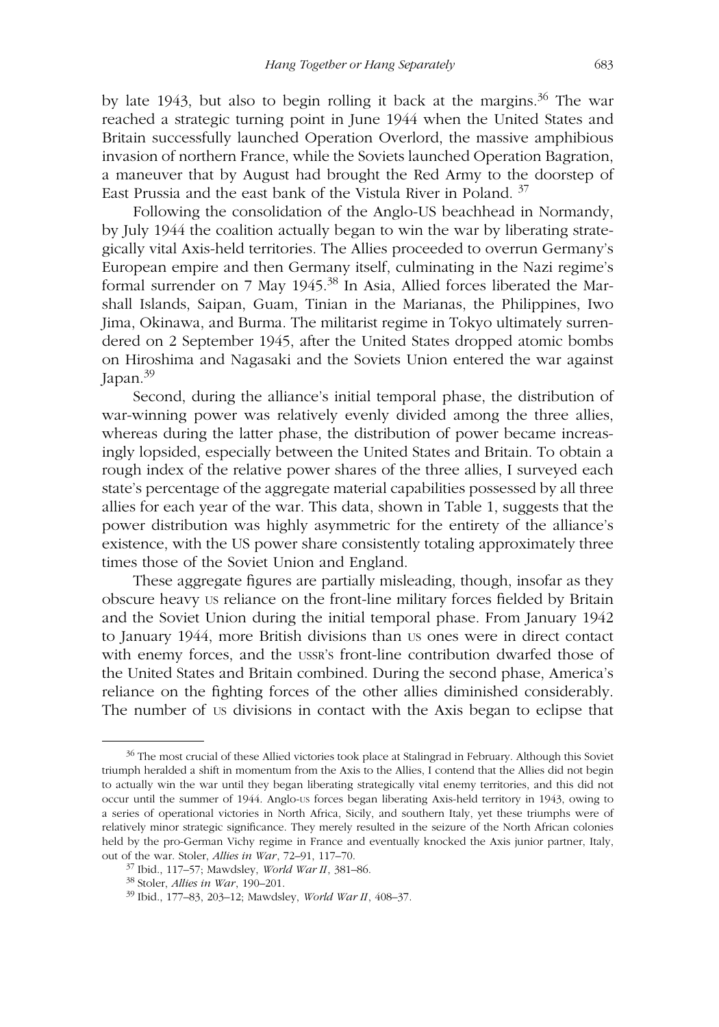by late 1943, but also to begin rolling it back at the margins.[36] The war reached a strategic turning point in June 1944 when the United States and Britain successfully launched Operation Overlord, the massive amphibious invasion of northern France, while the Soviets launched Operation Bagration, a maneuver that by August had brought the Red Army to the doorstep of East Prussia and the east bank of the Vistula River in Poland. [37]

Following the consolidation of the Anglo-US beachhead in Normandy, by July 1944 the coalition actually began to win the war by liberating strategically vital Axis-held territories. The Allies proceeded to overrun Germany's European empire and then Germany itself, culminating in the Nazi regime's formal surrender on 7 May 1945.[38] In Asia, Allied forces liberated the Marshall Islands, Saipan, Guam, Tinian in the Marianas, the Philippines, Iwo Jima, Okinawa, and Burma. The militarist regime in Tokyo ultimately surrendered on 2 September 1945, after the United States dropped atomic bombs on Hiroshima and Nagasaki and the Soviets Union entered the war against Japan.[39]

Second, during the alliance's initial temporal phase, the distribution of war-winning power was relatively evenly divided among the three allies, whereas during the latter phase, the distribution of power became increasingly lopsided, especially between the United States and Britain. To obtain a rough index of the relative power shares of the three allies, I surveyed each state's percentage of the aggregate material capabilities possessed by all three allies for each year of the war. This data, shown in Table 1, suggests that the power distribution was highly asymmetric for the entirety of the alliance's existence, with the US power share consistently totaling approximately three times those of the Soviet Union and England.

These aggregate figures are partially misleading, though, insofar as they obscure heavy US reliance on the front-line military forces fielded by Britain and the Soviet Union during the initial temporal phase. From January 1942 to January 1944, more British divisions than US ones were in direct contact with enemy forces, and the USSR'S front-line contribution dwarfed those of the United States and Britain combined. During the second phase, America's reliance on the fighting forces of the other allies diminished considerably. The number of US divisions in contact with the Axis began to eclipse that

[36] The most crucial of these Allied victories took place at Stalingrad in February. Although this Soviet triumph heralded a shift in momentum from the Axis to the Allies, I contend that the Allies did not begin to actually win the war until they began liberating strategically vital enemy territories, and this did not occur until the summer of 1944. Anglo-US forces began liberating Axis-held territory in 1943, owing to a series of operational victories in North Africa, Sicily, and southern Italy, yet these triumphs were of relatively minor strategic significance. They merely resulted in the seizure of the North African colonies held by the pro-German Vichy regime in France and eventually knocked the Axis junior partner, Italy, out of the war. Stoler, *Allies in War*, 72–91, 117–70.

[37] Ibid., 117–57; Mawdsley, *World War II*, 381–86.

[38] Stoler, *Allies in War*, 190–201.

[39] Ibid., 177–83, 203–12; Mawdsley, *World War II*, 408–37.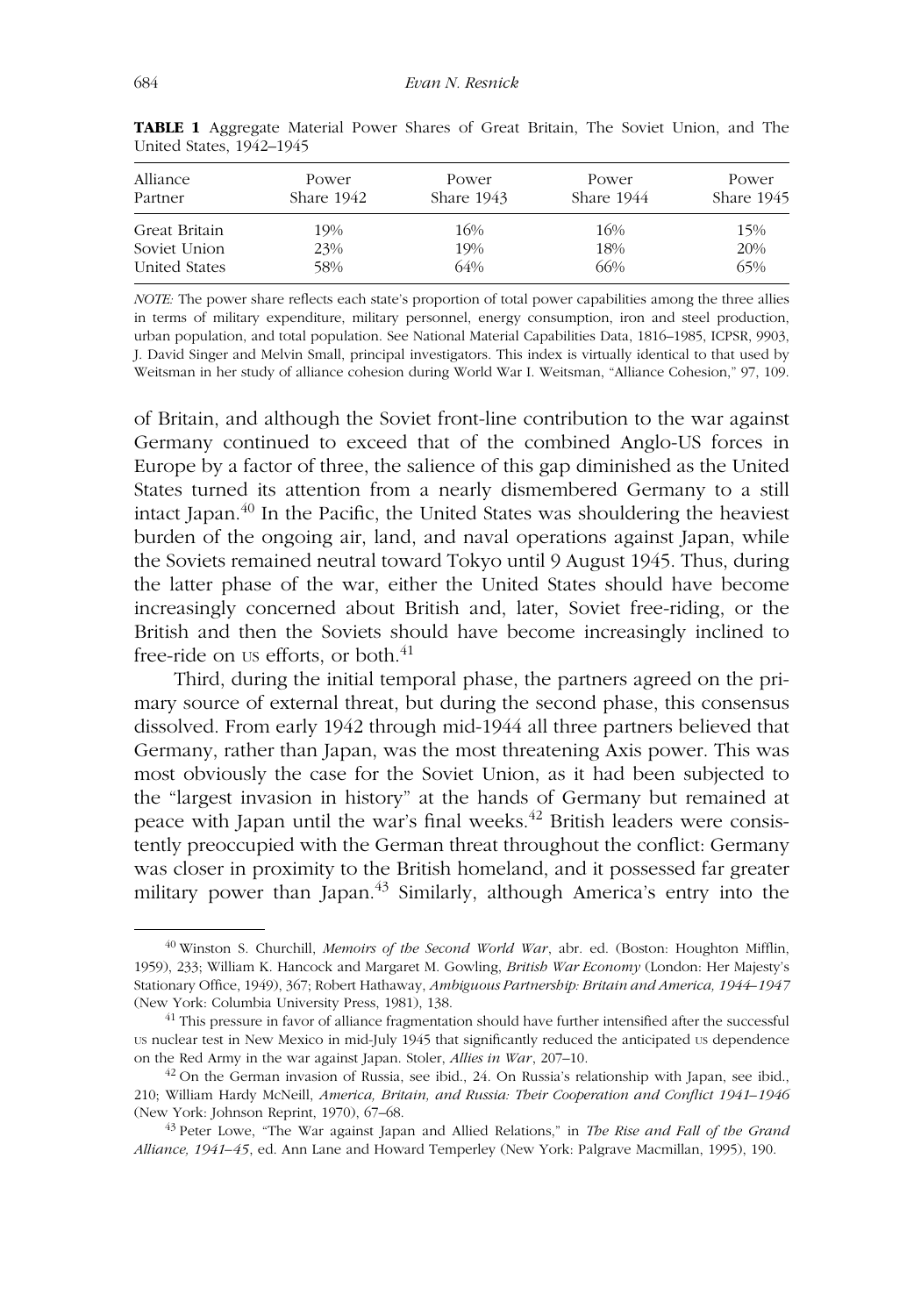**TABLE 1** Aggregate Material Power Shares of Great Britain, The Soviet Union, and The United States, 1942–1945

| Alliance Partner | Power Share 1942 | Power Share 1943 | Power Share 1944 | Power Share 1945 |
|---|---|---|---|---|
| Great Britain | 19% | 16% | 16% | 15% |
| Soviet Union | 23% | 19% | 18% | 20% |
| United States | 58% | 64% | 66% | 65% |

*NOTE:* The power share reflects each state's proportion of total power capabilities among the three allies in terms of military expenditure, military personnel, energy consumption, iron and steel production, urban population, and total population. See National Material Capabilities Data, 1816–1985, ICPSR, 9903, J. David Singer and Melvin Small, principal investigators. This index is virtually identical to that used by Weitsman in her study of alliance cohesion during World War I. Weitsman, "Alliance Cohesion," 97, 109.

of Britain, and although the Soviet front-line contribution to the war against Germany continued to exceed that of the combined Anglo-US forces in Europe by a factor of three, the salience of this gap diminished as the United States turned its attention from a nearly dismembered Germany to a still intact Japan.[40] In the Pacific, the United States was shouldering the heaviest burden of the ongoing air, land, and naval operations against Japan, while the Soviets remained neutral toward Tokyo until 9 August 1945. Thus, during the latter phase of the war, either the United States should have become increasingly concerned about British and, later, Soviet free-riding, or the British and then the Soviets should have become increasingly inclined to free-ride on US efforts, or both.[41]

Third, during the initial temporal phase, the partners agreed on the primary source of external threat, but during the second phase, this consensus dissolved. From early 1942 through mid-1944 all three partners believed that Germany, rather than Japan, was the most threatening Axis power. This was most obviously the case for the Soviet Union, as it had been subjected to the "largest invasion in history" at the hands of Germany but remained at peace with Japan until the war's final weeks.[42] British leaders were consistently preoccupied with the German threat throughout the conflict: Germany was closer in proximity to the British homeland, and it possessed far greater military power than Japan.[43] Similarly, although America's entry into the

---

[40] Winston S. Churchill, *Memoirs of the Second World War*, abr. ed. (Boston: Houghton Mifflin, 1959), 233; William K. Hancock and Margaret M. Gowling, *British War Economy* (London: Her Majesty's Stationary Office, 1949), 367; Robert Hathaway, *Ambiguous Partnership: Britain and America, 1944–1947* (New York: Columbia University Press, 1981), 138.

[41] This pressure in favor of alliance fragmentation should have further intensified after the successful US nuclear test in New Mexico in mid-July 1945 that significantly reduced the anticipated US dependence on the Red Army in the war against Japan. Stoler, *Allies in War*, 207–10.

[42] On the German invasion of Russia, see ibid., 24. On Russia's relationship with Japan, see ibid., 210; William Hardy McNeill, *America, Britain, and Russia: Their Cooperation and Conflict 1941–1946* (New York: Johnson Reprint, 1970), 67–68.

[43] Peter Lowe, "The War against Japan and Allied Relations," in *The Rise and Fall of the Grand Alliance, 1941–45*, ed. Ann Lane and Howard Temperley (New York: Palgrave Macmillan, 1995), 190.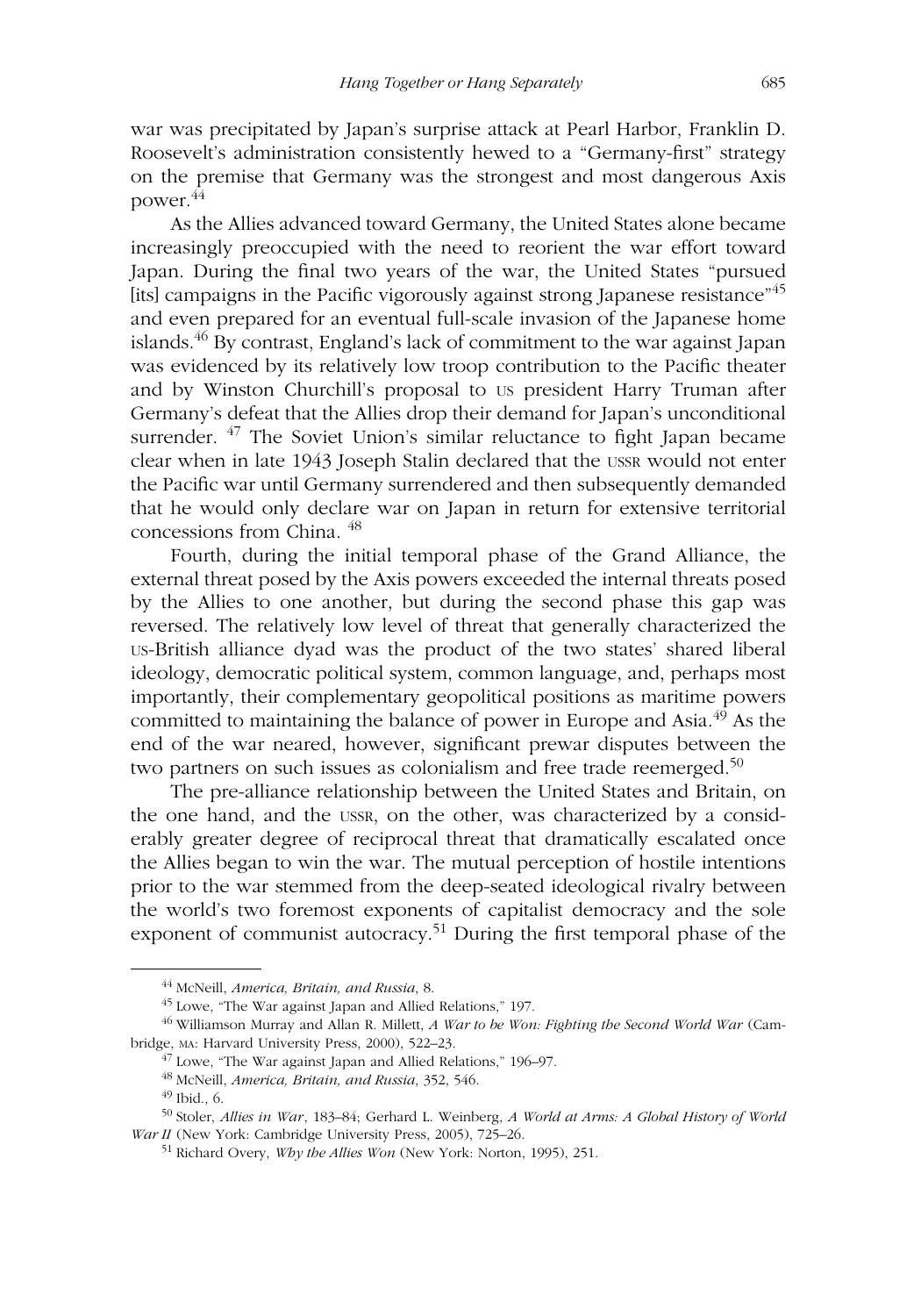war was precipitated by Japan's surprise attack at Pearl Harbor, Franklin D. Roosevelt's administration consistently hewed to a "Germany-first" strategy on the premise that Germany was the strongest and most dangerous Axis power.[44]

As the Allies advanced toward Germany, the United States alone became increasingly preoccupied with the need to reorient the war effort toward Japan. During the final two years of the war, the United States "pursued [its] campaigns in the Pacific vigorously against strong Japanese resistance"[45] and even prepared for an eventual full-scale invasion of the Japanese home islands.[46] By contrast, England's lack of commitment to the war against Japan was evidenced by its relatively low troop contribution to the Pacific theater and by Winston Churchill's proposal to US president Harry Truman after Germany's defeat that the Allies drop their demand for Japan's unconditional surrender. [47] The Soviet Union's similar reluctance to fight Japan became clear when in late 1943 Joseph Stalin declared that the USSR would not enter the Pacific war until Germany surrendered and then subsequently demanded that he would only declare war on Japan in return for extensive territorial concessions from China. [48]

Fourth, during the initial temporal phase of the Grand Alliance, the external threat posed by the Axis powers exceeded the internal threats posed by the Allies to one another, but during the second phase this gap was reversed. The relatively low level of threat that generally characterized the US-British alliance dyad was the product of the two states' shared liberal ideology, democratic political system, common language, and, perhaps most importantly, their complementary geopolitical positions as maritime powers committed to maintaining the balance of power in Europe and Asia.[49] As the end of the war neared, however, significant prewar disputes between the two partners on such issues as colonialism and free trade reemerged.[50]

The pre-alliance relationship between the United States and Britain, on the one hand, and the USSR, on the other, was characterized by a considerably greater degree of reciprocal threat that dramatically escalated once the Allies began to win the war. The mutual perception of hostile intentions prior to the war stemmed from the deep-seated ideological rivalry between the world's two foremost exponents of capitalist democracy and the sole exponent of communist autocracy.[51] During the first temporal phase of the

---

[44] McNeill, *America, Britain, and Russia*, 8.

[45] Lowe, "The War against Japan and Allied Relations," 197.

[46] Williamson Murray and Allan R. Millett, *A War to be Won: Fighting the Second World War* (Cambridge, MA: Harvard University Press, 2000), 522–23.

[47] Lowe, "The War against Japan and Allied Relations," 196–97.

[48] McNeill, *America, Britain, and Russia*, 352, 546.

[49] Ibid., 6.

[50] Stoler, *Allies in War*, 183–84; Gerhard L. Weinberg, *A World at Arms: A Global History of World War II* (New York: Cambridge University Press, 2005), 725–26.

[51] Richard Overy, *Why the Allies Won* (New York: Norton, 1995), 251.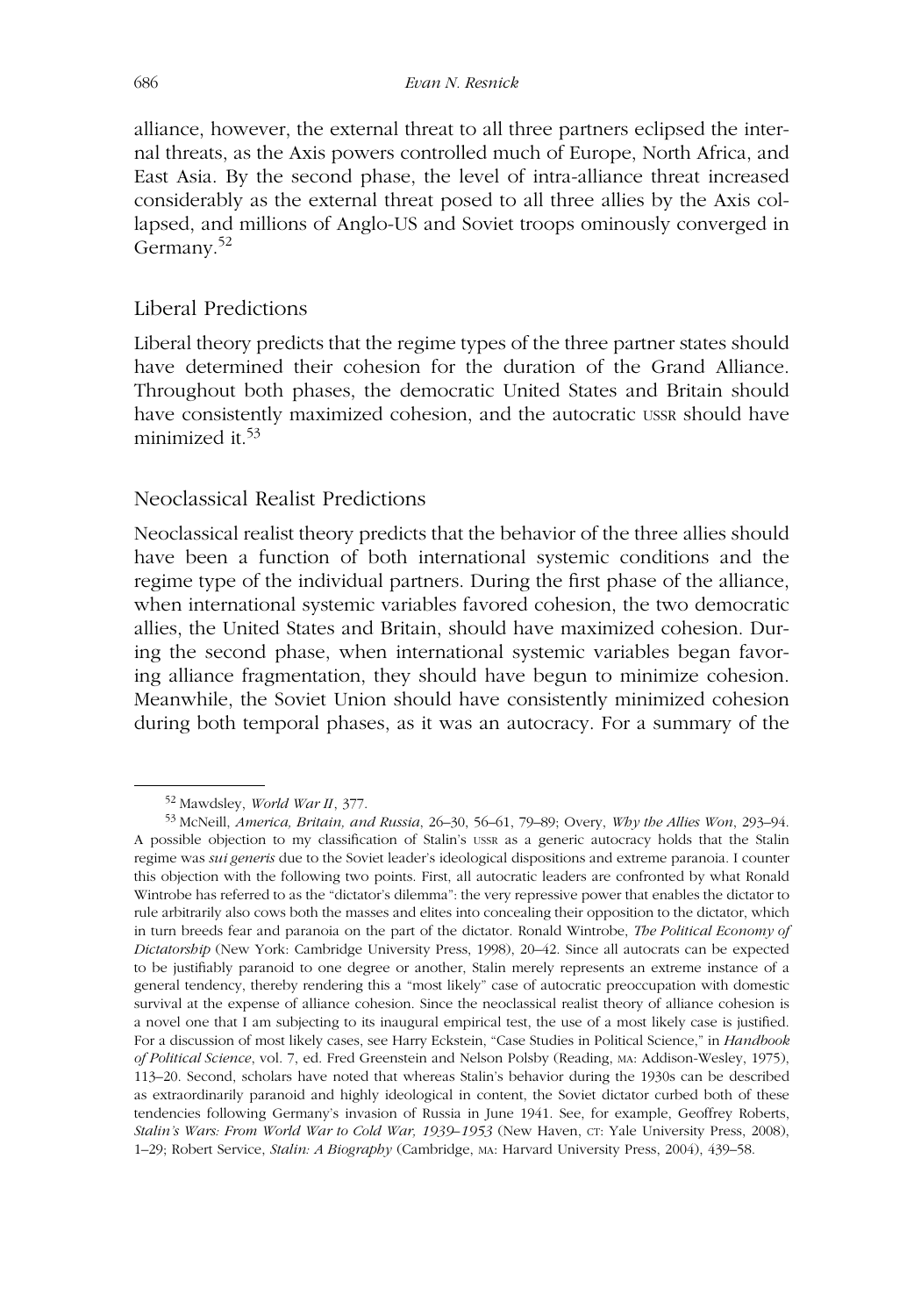alliance, however, the external threat to all three partners eclipsed the internal threats, as the Axis powers controlled much of Europe, North Africa, and East Asia. By the second phase, the level of intra-alliance threat increased considerably as the external threat posed to all three allies by the Axis collapsed, and millions of Anglo-US and Soviet troops ominously converged in Germany.[52]

## Liberal Predictions

Liberal theory predicts that the regime types of the three partner states should have determined their cohesion for the duration of the Grand Alliance. Throughout both phases, the democratic United States and Britain should have consistently maximized cohesion, and the autocratic USSR should have minimized it.[53]

## Neoclassical Realist Predictions

Neoclassical realist theory predicts that the behavior of the three allies should have been a function of both international systemic conditions and the regime type of the individual partners. During the first phase of the alliance, when international systemic variables favored cohesion, the two democratic allies, the United States and Britain, should have maximized cohesion. During the second phase, when international systemic variables began favoring alliance fragmentation, they should have begun to minimize cohesion. Meanwhile, the Soviet Union should have consistently minimized cohesion during both temporal phases, as it was an autocracy. For a summary of the

---

[52] Mawdsley, *World War II*, 377.

[53] McNeill, *America, Britain, and Russia*, 26–30, 56–61, 79–89; Overy, *Why the Allies Won*, 293–94. A possible objection to my classification of Stalin's USSR as a generic autocracy holds that the Stalin regime was *sui generis* due to the Soviet leader's ideological dispositions and extreme paranoia. I counter this objection with the following two points. First, all autocratic leaders are confronted by what Ronald Wintrobe has referred to as the "dictator's dilemma": the very repressive power that enables the dictator to rule arbitrarily also cows both the masses and elites into concealing their opposition to the dictator, which in turn breeds fear and paranoia on the part of the dictator. Ronald Wintrobe, *The Political Economy of Dictatorship* (New York: Cambridge University Press, 1998), 20–42. Since all autocrats can be expected to be justifiably paranoid to one degree or another, Stalin merely represents an extreme instance of a general tendency, thereby rendering this a "most likely" case of autocratic preoccupation with domestic survival at the expense of alliance cohesion. Since the neoclassical realist theory of alliance cohesion is a novel one that I am subjecting to its inaugural empirical test, the use of a most likely case is justified. For a discussion of most likely cases, see Harry Eckstein, "Case Studies in Political Science," in *Handbook of Political Science*, vol. 7, ed. Fred Greenstein and Nelson Polsby (Reading, MA: Addison-Wesley, 1975), 113–20. Second, scholars have noted that whereas Stalin's behavior during the 1930s can be described as extraordinarily paranoid and highly ideological in content, the Soviet dictator curbed both of these tendencies following Germany's invasion of Russia in June 1941. See, for example, Geoffrey Roberts, *Stalin's Wars: From World War to Cold War, 1939–1953* (New Haven, CT: Yale University Press, 2008), 1–29; Robert Service, *Stalin: A Biography* (Cambridge, MA: Harvard University Press, 2004), 439–58.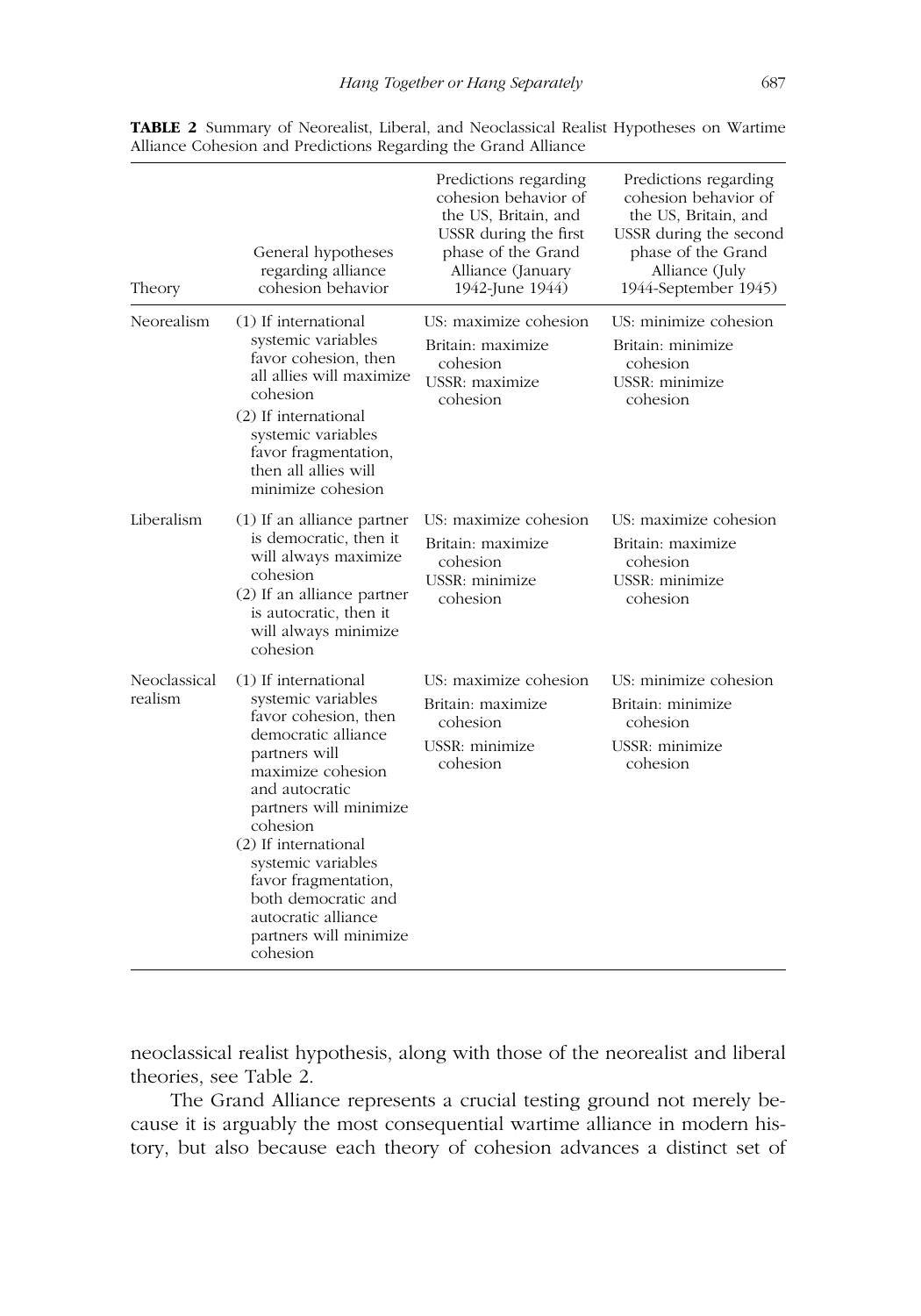**TABLE 2** Summary of Neorealist, Liberal, and Neoclassical Realist Hypotheses on Wartime Alliance Cohesion and Predictions Regarding the Grand Alliance

| Theory | General hypotheses regarding alliance cohesion behavior | Predictions regarding cohesion behavior of the US, Britain, and USSR during the first phase of the Grand Alliance (January 1942-June 1944) | Predictions regarding cohesion behavior of the US, Britain, and USSR during the second phase of the Grand Alliance (July 1944-September 1945) |
|---|---|---|---|
| Neorealism | (1) If international systemic variables favor cohesion, then all allies will maximize cohesion<br>(2) If international systemic variables favor fragmentation, then all allies will minimize cohesion | US: maximize cohesion<br>Britain: maximize cohesion<br>USSR: maximize cohesion | US: minimize cohesion<br>Britain: minimize cohesion<br>USSR: minimize cohesion |
| Liberalism | (1) If an alliance partner is democratic, then it will always maximize cohesion<br>(2) If an alliance partner is autocratic, then it will always minimize cohesion | US: maximize cohesion<br>Britain: maximize cohesion<br>USSR: minimize cohesion | US: maximize cohesion<br>Britain: maximize cohesion<br>USSR: minimize cohesion |
| Neoclassical realism | (1) If international systemic variables favor cohesion, then democratic alliance partners will maximize cohesion and autocratic partners will minimize cohesion<br>(2) If international systemic variables favor fragmentation, both democratic and autocratic alliance partners will minimize cohesion | US: maximize cohesion<br>Britain: maximize cohesion<br>USSR: minimize cohesion | US: minimize cohesion<br>Britain: minimize cohesion<br>USSR: minimize cohesion |

neoclassical realist hypothesis, along with those of the neorealist and liberal theories, see Table 2.

The Grand Alliance represents a crucial testing ground not merely because it is arguably the most consequential wartime alliance in modern history, but also because each theory of cohesion advances a distinct set of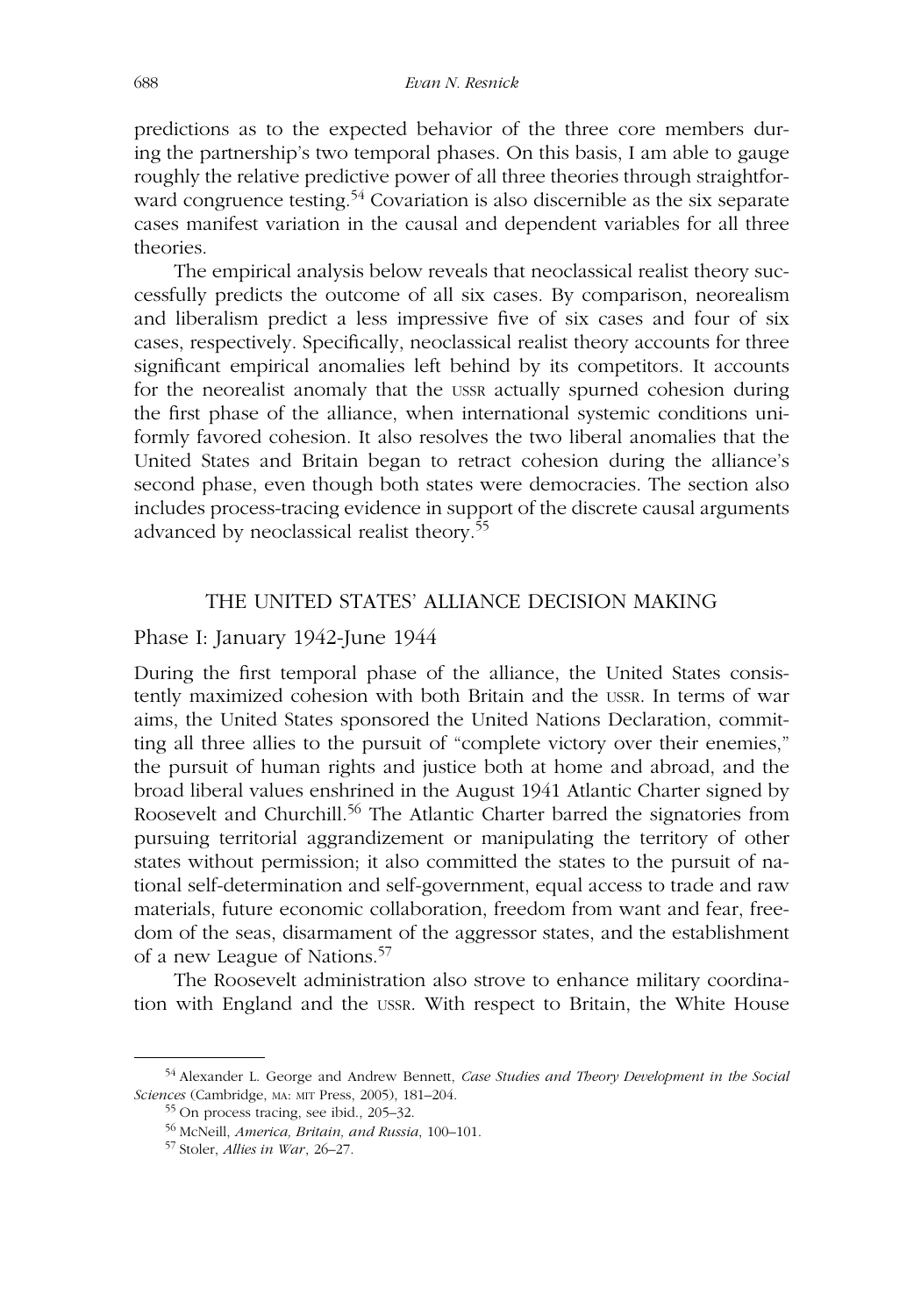predictions as to the expected behavior of the three core members during the partnership's two temporal phases. On this basis, I am able to gauge roughly the relative predictive power of all three theories through straightforward congruence testing.[54] Covariation is also discernible as the six separate cases manifest variation in the causal and dependent variables for all three theories.

The empirical analysis below reveals that neoclassical realist theory successfully predicts the outcome of all six cases. By comparison, neorealism and liberalism predict a less impressive five of six cases and four of six cases, respectively. Specifically, neoclassical realist theory accounts for three significant empirical anomalies left behind by its competitors. It accounts for the neorealist anomaly that the USSR actually spurned cohesion during the first phase of the alliance, when international systemic conditions uniformly favored cohesion. It also resolves the two liberal anomalies that the United States and Britain began to retract cohesion during the alliance's second phase, even though both states were democracies. The section also includes process-tracing evidence in support of the discrete causal arguments advanced by neoclassical realist theory.[55]

## THE UNITED STATES' ALLIANCE DECISION MAKING

### Phase I: January 1942-June 1944

During the first temporal phase of the alliance, the United States consistently maximized cohesion with both Britain and the USSR. In terms of war aims, the United States sponsored the United Nations Declaration, committing all three allies to the pursuit of "complete victory over their enemies," the pursuit of human rights and justice both at home and abroad, and the broad liberal values enshrined in the August 1941 Atlantic Charter signed by Roosevelt and Churchill.[56] The Atlantic Charter barred the signatories from pursuing territorial aggrandizement or manipulating the territory of other states without permission; it also committed the states to the pursuit of national self-determination and self-government, equal access to trade and raw materials, future economic collaboration, freedom from want and fear, freedom of the seas, disarmament of the aggressor states, and the establishment of a new League of Nations.[57]

The Roosevelt administration also strove to enhance military coordination with England and the USSR. With respect to Britain, the White House

---

[54] Alexander L. George and Andrew Bennett, *Case Studies and Theory Development in the Social Sciences* (Cambridge, MA: MIT Press, 2005), 181–204.

[55] On process tracing, see ibid., 205–32.

[56] McNeill, *America, Britain, and Russia*, 100–101.

[57] Stoler, *Allies in War*, 26–27.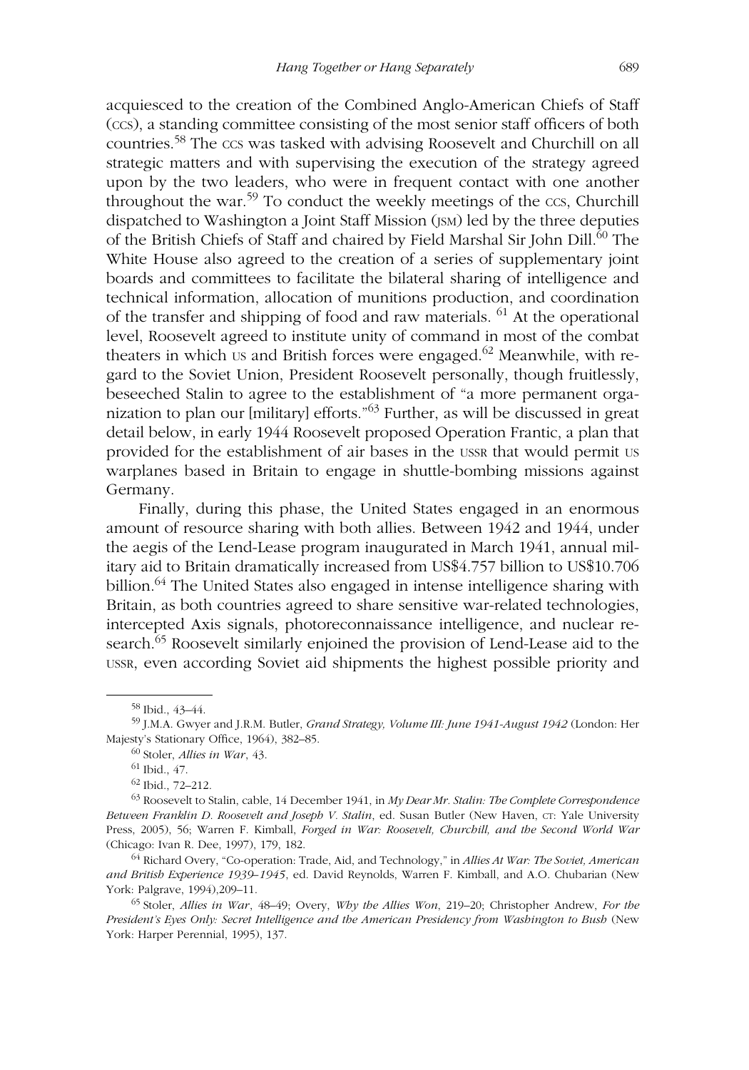acquiesced to the creation of the Combined Anglo-American Chiefs of Staff (CCS), a standing committee consisting of the most senior staff officers of both countries.[58] The CCS was tasked with advising Roosevelt and Churchill on all strategic matters and with supervising the execution of the strategy agreed upon by the two leaders, who were in frequent contact with one another throughout the war.[59] To conduct the weekly meetings of the CCS, Churchill dispatched to Washington a Joint Staff Mission (JSM) led by the three deputies of the British Chiefs of Staff and chaired by Field Marshal Sir John Dill.[60] The White House also agreed to the creation of a series of supplementary joint boards and committees to facilitate the bilateral sharing of intelligence and technical information, allocation of munitions production, and coordination of the transfer and shipping of food and raw materials. [61] At the operational level, Roosevelt agreed to institute unity of command in most of the combat theaters in which US and British forces were engaged.[62] Meanwhile, with regard to the Soviet Union, President Roosevelt personally, though fruitlessly, beseeched Stalin to agree to the establishment of "a more permanent organization to plan our [military] efforts."[63] Further, as will be discussed in great detail below, in early 1944 Roosevelt proposed Operation Frantic, a plan that provided for the establishment of air bases in the USSR that would permit US warplanes based in Britain to engage in shuttle-bombing missions against Germany.

Finally, during this phase, the United States engaged in an enormous amount of resource sharing with both allies. Between 1942 and 1944, under the aegis of the Lend-Lease program inaugurated in March 1941, annual military aid to Britain dramatically increased from US$4.757 billion to US$10.706 billion.[64] The United States also engaged in intense intelligence sharing with Britain, as both countries agreed to share sensitive war-related technologies, intercepted Axis signals, photoreconnaissance intelligence, and nuclear research.[65] Roosevelt similarly enjoined the provision of Lend-Lease aid to the USSR, even according Soviet aid shipments the highest possible priority and

---

[58] Ibid., 43–44.

[59] J.M.A. Gwyer and J.R.M. Butler, *Grand Strategy, Volume III: June 1941-August 1942* (London: Her Majesty's Stationary Office, 1964), 382–85.

[60] Stoler, *Allies in War*, 43.

[61] Ibid., 47.

[62] Ibid., 72–212.

[63] Roosevelt to Stalin, cable, 14 December 1941, in *My Dear Mr. Stalin: The Complete Correspondence Between Franklin D. Roosevelt and Joseph V. Stalin*, ed. Susan Butler (New Haven, CT: Yale University Press, 2005), 56; Warren F. Kimball, *Forged in War: Roosevelt, Churchill, and the Second World War* (Chicago: Ivan R. Dee, 1997), 179, 182.

[64] Richard Overy, "Co-operation: Trade, Aid, and Technology," in *Allies At War: The Soviet, American and British Experience 1939–1945*, ed. David Reynolds, Warren F. Kimball, and A.O. Chubarian (New York: Palgrave, 1994),209–11.

[65] Stoler, *Allies in War*, 48–49; Overy, *Why the Allies Won*, 219–20; Christopher Andrew, *For the President's Eyes Only: Secret Intelligence and the American Presidency from Washington to Bush* (New York: Harper Perennial, 1995), 137.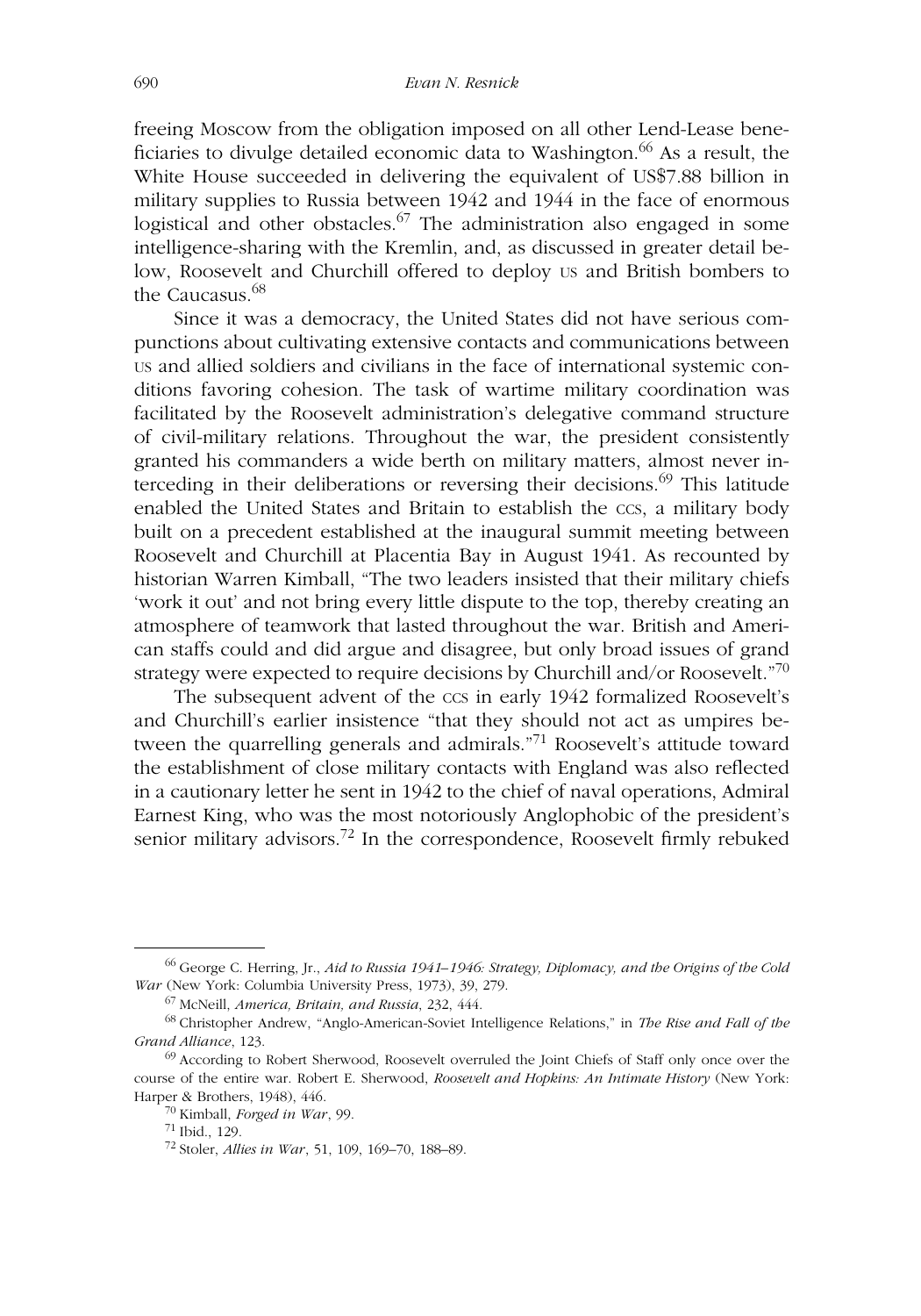freeing Moscow from the obligation imposed on all other Lend-Lease beneficiaries to divulge detailed economic data to Washington.[66] As a result, the White House succeeded in delivering the equivalent of US$7.88 billion in military supplies to Russia between 1942 and 1944 in the face of enormous logistical and other obstacles.[67] The administration also engaged in some intelligence-sharing with the Kremlin, and, as discussed in greater detail below, Roosevelt and Churchill offered to deploy US and British bombers to the Caucasus.[68]

Since it was a democracy, the United States did not have serious compunctions about cultivating extensive contacts and communications between US and allied soldiers and civilians in the face of international systemic conditions favoring cohesion. The task of wartime military coordination was facilitated by the Roosevelt administration's delegative command structure of civil-military relations. Throughout the war, the president consistently granted his commanders a wide berth on military matters, almost never interceding in their deliberations or reversing their decisions.[69] This latitude enabled the United States and Britain to establish the CCS, a military body built on a precedent established at the inaugural summit meeting between Roosevelt and Churchill at Placentia Bay in August 1941. As recounted by historian Warren Kimball, "The two leaders insisted that their military chiefs 'work it out' and not bring every little dispute to the top, thereby creating an atmosphere of teamwork that lasted throughout the war. British and American staffs could and did argue and disagree, but only broad issues of grand strategy were expected to require decisions by Churchill and/or Roosevelt."[70]

The subsequent advent of the CCS in early 1942 formalized Roosevelt's and Churchill's earlier insistence "that they should not act as umpires between the quarrelling generals and admirals."[71] Roosevelt's attitude toward the establishment of close military contacts with England was also reflected in a cautionary letter he sent in 1942 to the chief of naval operations, Admiral Earnest King, who was the most notoriously Anglophobic of the president's senior military advisors.[72] In the correspondence, Roosevelt firmly rebuked

---

[66] George C. Herring, Jr., *Aid to Russia 1941–1946: Strategy, Diplomacy, and the Origins of the Cold War* (New York: Columbia University Press, 1973), 39, 279.

[67] McNeill, *America, Britain, and Russia*, 232, 444.

[68] Christopher Andrew, "Anglo-American-Soviet Intelligence Relations," in *The Rise and Fall of the Grand Alliance*, 123.

[69] According to Robert Sherwood, Roosevelt overruled the Joint Chiefs of Staff only once over the course of the entire war. Robert E. Sherwood, *Roosevelt and Hopkins: An Intimate History* (New York: Harper & Brothers, 1948), 446.

[70] Kimball, *Forged in War*, 99.

[71] Ibid., 129.

[72] Stoler, *Allies in War*, 51, 109, 169–70, 188–89.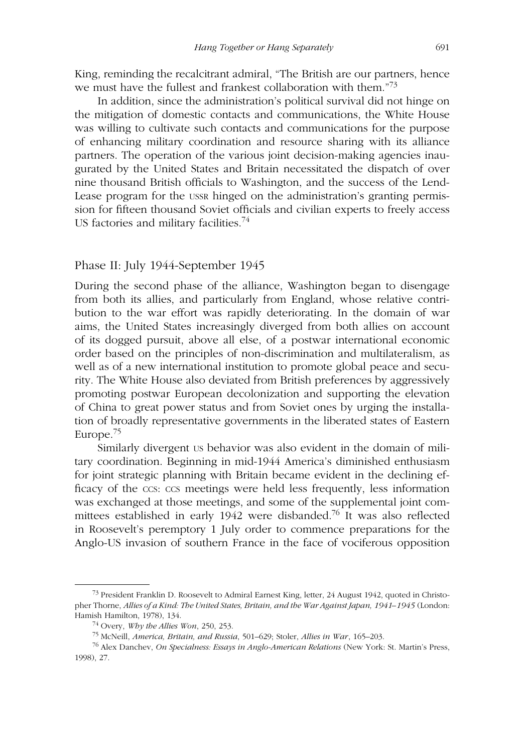King, reminding the recalcitrant admiral, "The British are our partners, hence we must have the fullest and frankest collaboration with them."[73]

In addition, since the administration's political survival did not hinge on the mitigation of domestic contacts and communications, the White House was willing to cultivate such contacts and communications for the purpose of enhancing military coordination and resource sharing with its alliance partners. The operation of the various joint decision-making agencies inaugurated by the United States and Britain necessitated the dispatch of over nine thousand British officials to Washington, and the success of the Lend-Lease program for the USSR hinged on the administration's granting permission for fifteen thousand Soviet officials and civilian experts to freely access US factories and military facilities.[74]

## Phase II: July 1944-September 1945

During the second phase of the alliance, Washington began to disengage from both its allies, and particularly from England, whose relative contribution to the war effort was rapidly deteriorating. In the domain of war aims, the United States increasingly diverged from both allies on account of its dogged pursuit, above all else, of a postwar international economic order based on the principles of non-discrimination and multilateralism, as well as of a new international institution to promote global peace and security. The White House also deviated from British preferences by aggressively promoting postwar European decolonization and supporting the elevation of China to great power status and from Soviet ones by urging the installation of broadly representative governments in the liberated states of Eastern Europe.[75]

Similarly divergent US behavior was also evident in the domain of military coordination. Beginning in mid-1944 America's diminished enthusiasm for joint strategic planning with Britain became evident in the declining efficacy of the CCS: CCS meetings were held less frequently, less information was exchanged at those meetings, and some of the supplemental joint committees established in early 1942 were disbanded.[76] It was also reflected in Roosevelt's peremptory 1 July order to commence preparations for the Anglo-US invasion of southern France in the face of vociferous opposition

---

[73] President Franklin D. Roosevelt to Admiral Earnest King, letter, 24 August 1942, quoted in Christopher Thorne, *Allies of a Kind: The United States, Britain, and the War Against Japan, 1941–1945* (London: Hamish Hamilton, 1978), 134.

[74] Overy, *Why the Allies Won*, 250, 253.

[75] McNeill, *America, Britain, and Russia*, 501–629; Stoler, *Allies in War*, 165–203.

[76] Alex Danchev, *On Specialness: Essays in Anglo-American Relations* (New York: St. Martin's Press, 1998), 27.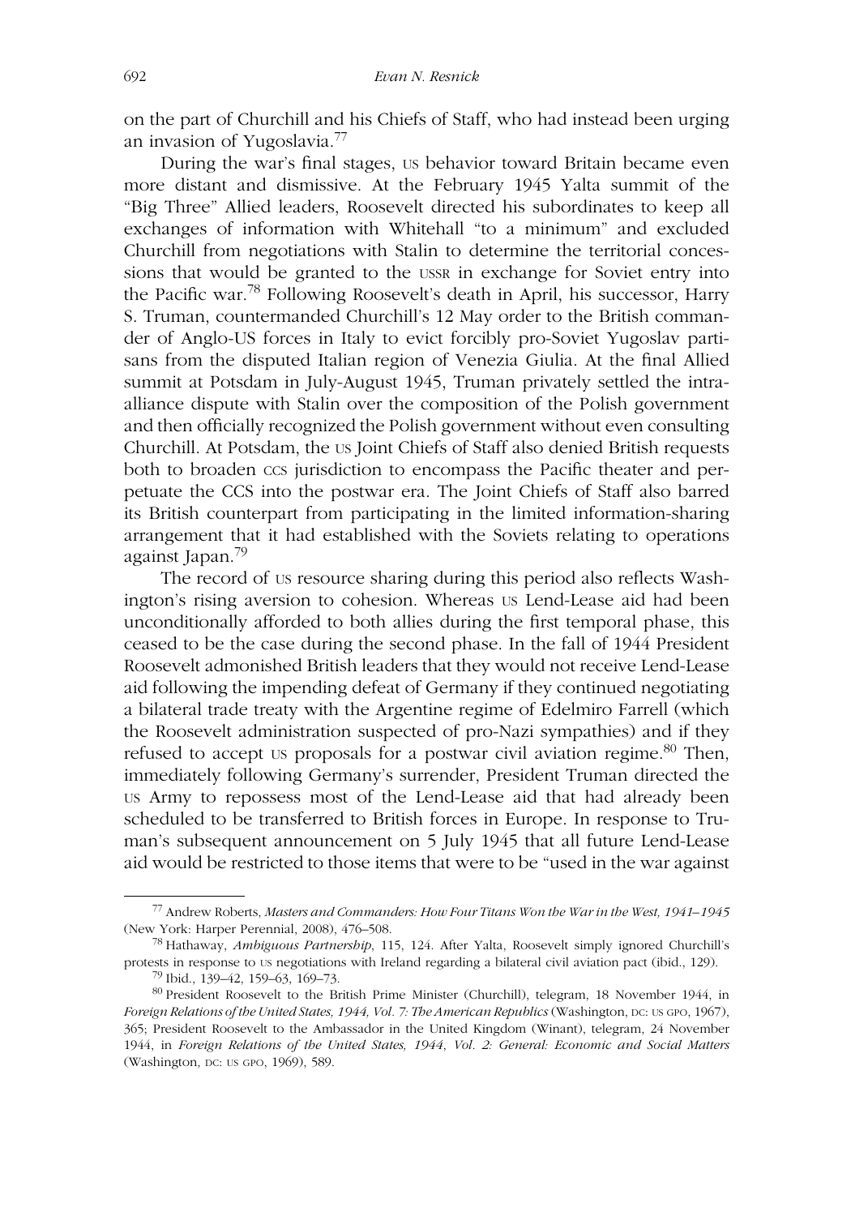on the part of Churchill and his Chiefs of Staff, who had instead been urging an invasion of Yugoslavia.[77]

During the war's final stages, US behavior toward Britain became even more distant and dismissive. At the February 1945 Yalta summit of the "Big Three" Allied leaders, Roosevelt directed his subordinates to keep all exchanges of information with Whitehall "to a minimum" and excluded Churchill from negotiations with Stalin to determine the territorial concessions that would be granted to the USSR in exchange for Soviet entry into the Pacific war.[78] Following Roosevelt's death in April, his successor, Harry S. Truman, countermanded Churchill's 12 May order to the British commander of Anglo-US forces in Italy to evict forcibly pro-Soviet Yugoslav partisans from the disputed Italian region of Venezia Giulia. At the final Allied summit at Potsdam in July-August 1945, Truman privately settled the intra-alliance dispute with Stalin over the composition of the Polish government and then officially recognized the Polish government without even consulting Churchill. At Potsdam, the US Joint Chiefs of Staff also denied British requests both to broaden CCS jurisdiction to encompass the Pacific theater and perpetuate the CCS into the postwar era. The Joint Chiefs of Staff also barred its British counterpart from participating in the limited information-sharing arrangement that it had established with the Soviets relating to operations against Japan.[79]

The record of US resource sharing during this period also reflects Washington's rising aversion to cohesion. Whereas US Lend-Lease aid had been unconditionally afforded to both allies during the first temporal phase, this ceased to be the case during the second phase. In the fall of 1944 President Roosevelt admonished British leaders that they would not receive Lend-Lease aid following the impending defeat of Germany if they continued negotiating a bilateral trade treaty with the Argentine regime of Edelmiro Farrell (which the Roosevelt administration suspected of pro-Nazi sympathies) and if they refused to accept US proposals for a postwar civil aviation regime.[80] Then, immediately following Germany's surrender, President Truman directed the US Army to repossess most of the Lend-Lease aid that had already been scheduled to be transferred to British forces in Europe. In response to Truman's subsequent announcement on 5 July 1945 that all future Lend-Lease aid would be restricted to those items that were to be "used in the war against

[77] Andrew Roberts, *Masters and Commanders: How Four Titans Won the War in the West, 1941–1945* (New York: Harper Perennial, 2008), 476–508.

[78] Hathaway, *Ambiguous Partnership*, 115, 124. After Yalta, Roosevelt simply ignored Churchill's protests in response to US negotiations with Ireland regarding a bilateral civil aviation pact (ibid., 129).

[79] Ibid., 139–42, 159–63, 169–73.

[80] President Roosevelt to the British Prime Minister (Churchill), telegram, 18 November 1944, in *Foreign Relations of the United States, 1944, Vol. 7: The American Republics* (Washington, DC: US GPO, 1967), 365; President Roosevelt to the Ambassador in the United Kingdom (Winant), telegram, 24 November 1944, in *Foreign Relations of the United States, 1944, Vol. 2: General: Economic and Social Matters* (Washington, DC: US GPO, 1969), 589.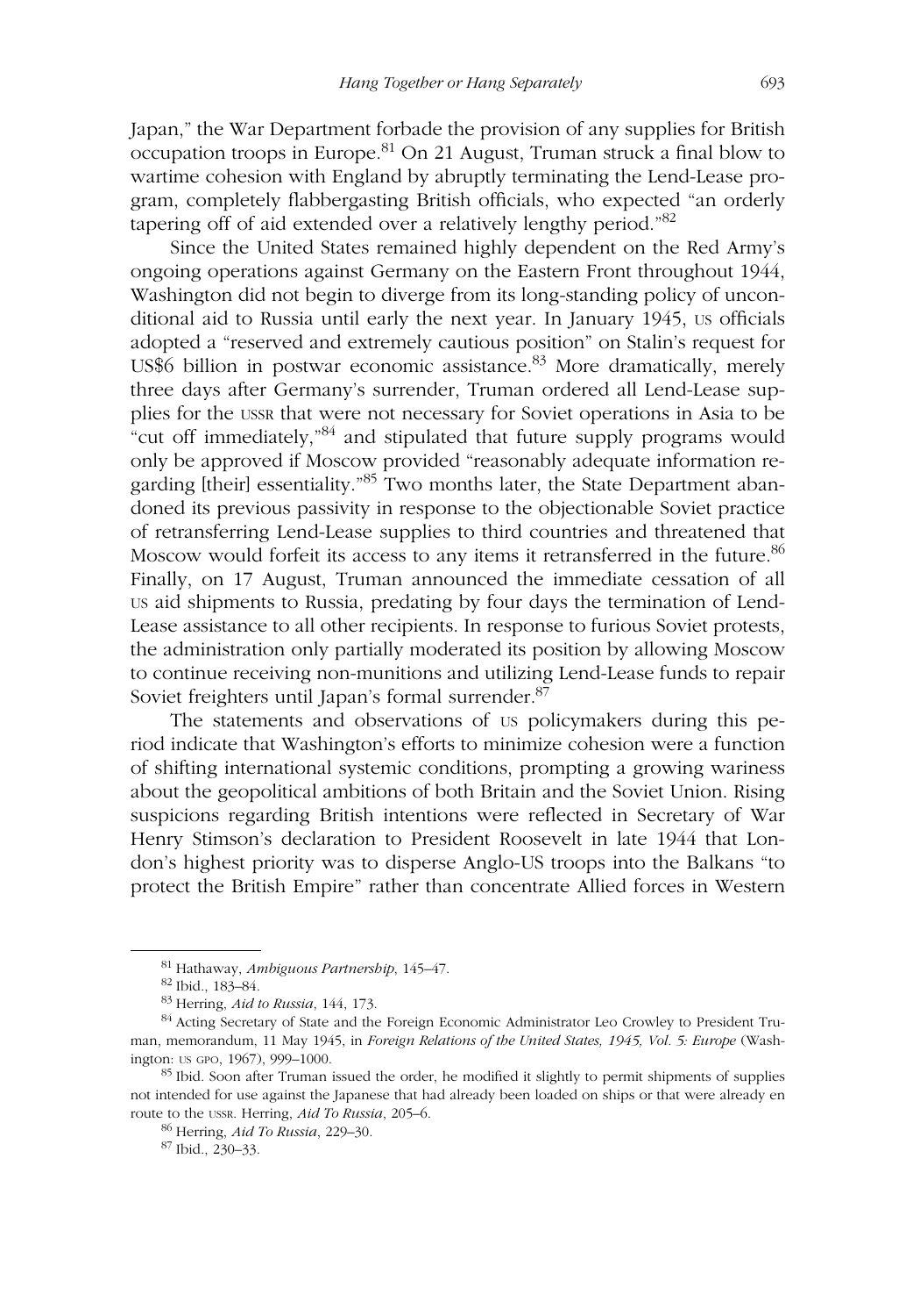Japan," the War Department forbade the provision of any supplies for British occupation troops in Europe.[81] On 21 August, Truman struck a final blow to wartime cohesion with England by abruptly terminating the Lend-Lease program, completely flabbergasting British officials, who expected "an orderly tapering off of aid extended over a relatively lengthy period."[82]

Since the United States remained highly dependent on the Red Army's ongoing operations against Germany on the Eastern Front throughout 1944, Washington did not begin to diverge from its long-standing policy of unconditional aid to Russia until early the next year. In January 1945, US officials adopted a "reserved and extremely cautious position" on Stalin's request for US$6 billion in postwar economic assistance.[83] More dramatically, merely three days after Germany's surrender, Truman ordered all Lend-Lease supplies for the USSR that were not necessary for Soviet operations in Asia to be "cut off immediately,"[84] and stipulated that future supply programs would only be approved if Moscow provided "reasonably adequate information regarding [their] essentiality."[85] Two months later, the State Department abandoned its previous passivity in response to the objectionable Soviet practice of retransferring Lend-Lease supplies to third countries and threatened that Moscow would forfeit its access to any items it retransferred in the future.[86] Finally, on 17 August, Truman announced the immediate cessation of all US aid shipments to Russia, predating by four days the termination of Lend-Lease assistance to all other recipients. In response to furious Soviet protests, the administration only partially moderated its position by allowing Moscow to continue receiving non-munitions and utilizing Lend-Lease funds to repair Soviet freighters until Japan's formal surrender.[87]

The statements and observations of US policymakers during this period indicate that Washington's efforts to minimize cohesion were a function of shifting international systemic conditions, prompting a growing wariness about the geopolitical ambitions of both Britain and the Soviet Union. Rising suspicions regarding British intentions were reflected in Secretary of War Henry Stimson's declaration to President Roosevelt in late 1944 that London's highest priority was to disperse Anglo-US troops into the Balkans "to protect the British Empire" rather than concentrate Allied forces in Western

---

[81] Hathaway, *Ambiguous Partnership*, 145–47.

[82] Ibid., 183–84.

[83] Herring, *Aid to Russia*, 144, 173.

[84] Acting Secretary of State and the Foreign Economic Administrator Leo Crowley to President Truman, memorandum, 11 May 1945, in *Foreign Relations of the United States, 1945, Vol. 5: Europe* (Washington: US GPO, 1967), 999–1000.

[85] Ibid. Soon after Truman issued the order, he modified it slightly to permit shipments of supplies not intended for use against the Japanese that had already been loaded on ships or that were already en route to the USSR. Herring, *Aid To Russia*, 205–6.

[86] Herring, *Aid To Russia*, 229–30.

[87] Ibid., 230–33.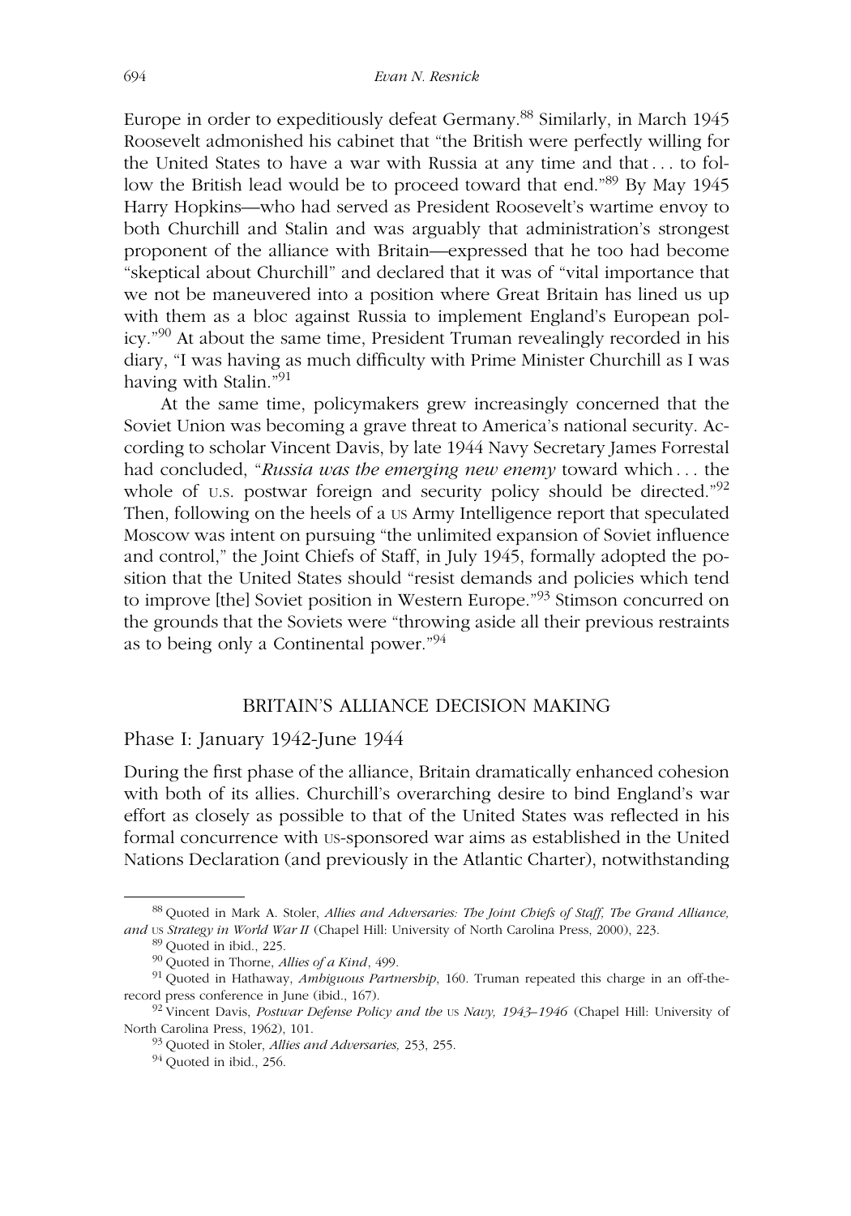Europe in order to expeditiously defeat Germany.[88] Similarly, in March 1945 Roosevelt admonished his cabinet that "the British were perfectly willing for the United States to have a war with Russia at any time and that . . . to follow the British lead would be to proceed toward that end."[89] By May 1945 Harry Hopkins—who had served as President Roosevelt's wartime envoy to both Churchill and Stalin and was arguably that administration's strongest proponent of the alliance with Britain—expressed that he too had become "skeptical about Churchill" and declared that it was of "vital importance that we not be maneuvered into a position where Great Britain has lined us up with them as a bloc against Russia to implement England's European policy."[90] At about the same time, President Truman revealingly recorded in his diary, "I was having as much difficulty with Prime Minister Churchill as I was having with Stalin."[91]

At the same time, policymakers grew increasingly concerned that the Soviet Union was becoming a grave threat to America's national security. According to scholar Vincent Davis, by late 1944 Navy Secretary James Forrestal had concluded, "*Russia was the emerging new enemy* toward which . . . the whole of U.S. postwar foreign and security policy should be directed."[92] Then, following on the heels of a US Army Intelligence report that speculated Moscow was intent on pursuing "the unlimited expansion of Soviet influence and control," the Joint Chiefs of Staff, in July 1945, formally adopted the position that the United States should "resist demands and policies which tend to improve [the] Soviet position in Western Europe."[93] Stimson concurred on the grounds that the Soviets were "throwing aside all their previous restraints as to being only a Continental power."[94]

## BRITAIN'S ALLIANCE DECISION MAKING

### Phase I: January 1942-June 1944

During the first phase of the alliance, Britain dramatically enhanced cohesion with both of its allies. Churchill's overarching desire to bind England's war effort as closely as possible to that of the United States was reflected in his formal concurrence with US-sponsored war aims as established in the United Nations Declaration (and previously in the Atlantic Charter), notwithstanding

---

[88] Quoted in Mark A. Stoler, *Allies and Adversaries: The Joint Chiefs of Staff, The Grand Alliance, and US Strategy in World War II* (Chapel Hill: University of North Carolina Press, 2000), 223.

[89] Quoted in ibid., 225.

[90] Quoted in Thorne, *Allies of a Kind*, 499.

[91] Quoted in Hathaway, *Ambiguous Partnership*, 160. Truman repeated this charge in an off-the-record press conference in June (ibid., 167).

[92] Vincent Davis, *Postwar Defense Policy and the US Navy, 1943–1946* (Chapel Hill: University of North Carolina Press, 1962), 101.

[93] Quoted in Stoler, *Allies and Adversaries,* 253, 255.

[94] Quoted in ibid., 256.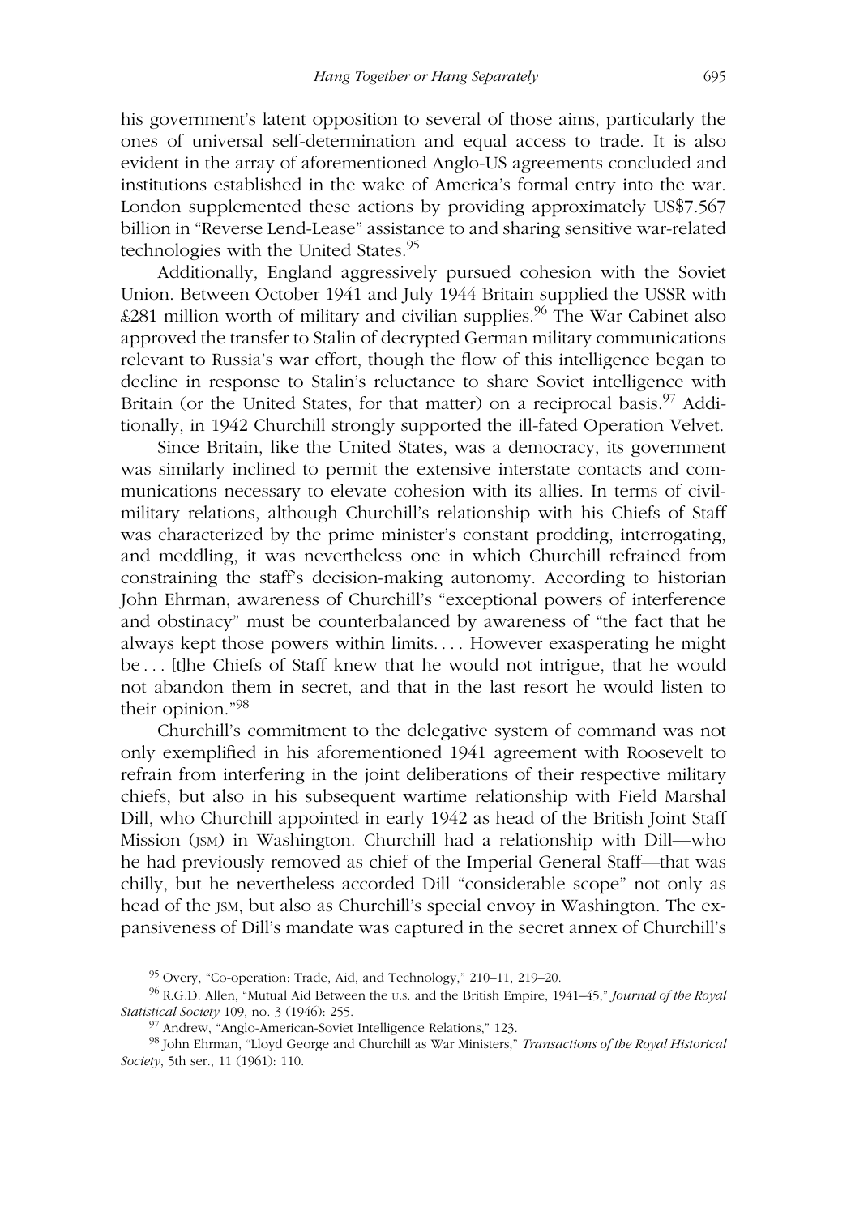his government's latent opposition to several of those aims, particularly the ones of universal self-determination and equal access to trade. It is also evident in the array of aforementioned Anglo-US agreements concluded and institutions established in the wake of America's formal entry into the war. London supplemented these actions by providing approximately US$7.567 billion in "Reverse Lend-Lease" assistance to and sharing sensitive war-related technologies with the United States.[95]

Additionally, England aggressively pursued cohesion with the Soviet Union. Between October 1941 and July 1944 Britain supplied the USSR with £281 million worth of military and civilian supplies.[96] The War Cabinet also approved the transfer to Stalin of decrypted German military communications relevant to Russia's war effort, though the flow of this intelligence began to decline in response to Stalin's reluctance to share Soviet intelligence with Britain (or the United States, for that matter) on a reciprocal basis.[97] Additionally, in 1942 Churchill strongly supported the ill-fated Operation Velvet.

Since Britain, like the United States, was a democracy, its government was similarly inclined to permit the extensive interstate contacts and communications necessary to elevate cohesion with its allies. In terms of civil-military relations, although Churchill's relationship with his Chiefs of Staff was characterized by the prime minister's constant prodding, interrogating, and meddling, it was nevertheless one in which Churchill refrained from constraining the staff's decision-making autonomy. According to historian John Ehrman, awareness of Churchill's "exceptional powers of interference and obstinacy" must be counterbalanced by awareness of "the fact that he always kept those powers within limits. . . . However exasperating he might be . . . [t]he Chiefs of Staff knew that he would not intrigue, that he would not abandon them in secret, and that in the last resort he would listen to their opinion."[98]

Churchill's commitment to the delegative system of command was not only exemplified in his aforementioned 1941 agreement with Roosevelt to refrain from interfering in the joint deliberations of their respective military chiefs, but also in his subsequent wartime relationship with Field Marshal Dill, who Churchill appointed in early 1942 as head of the British Joint Staff Mission (JSM) in Washington. Churchill had a relationship with Dill—who he had previously removed as chief of the Imperial General Staff—that was chilly, but he nevertheless accorded Dill "considerable scope" not only as head of the JSM, but also as Churchill's special envoy in Washington. The expansiveness of Dill's mandate was captured in the secret annex of Churchill's

[95] Overy, "Co-operation: Trade, Aid, and Technology," 210–11, 219–20.

[96] R.G.D. Allen, "Mutual Aid Between the U.S. and the British Empire, 1941–45," *Journal of the Royal Statistical Society* 109, no. 3 (1946): 255.

[97] Andrew, "Anglo-American-Soviet Intelligence Relations," 123.

[98] John Ehrman, "Lloyd George and Churchill as War Ministers," *Transactions of the Royal Historical Society*, 5th ser., 11 (1961): 110.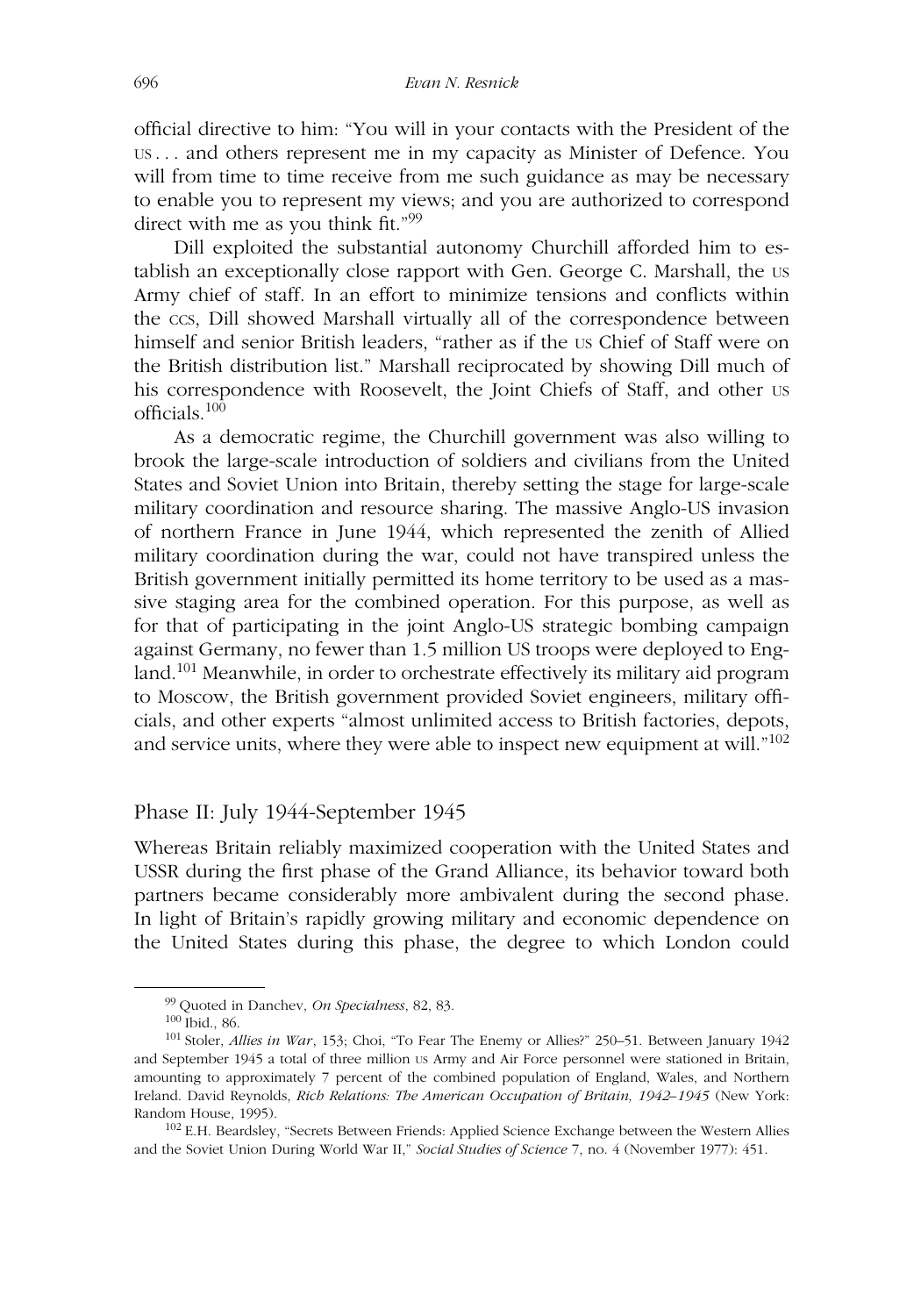official directive to him: "You will in your contacts with the President of the US . . . and others represent me in my capacity as Minister of Defence. You will from time to time receive from me such guidance as may be necessary to enable you to represent my views; and you are authorized to correspond direct with me as you think fit."[99]

Dill exploited the substantial autonomy Churchill afforded him to establish an exceptionally close rapport with Gen. George C. Marshall, the US Army chief of staff. In an effort to minimize tensions and conflicts within the CCS, Dill showed Marshall virtually all of the correspondence between himself and senior British leaders, "rather as if the US Chief of Staff were on the British distribution list." Marshall reciprocated by showing Dill much of his correspondence with Roosevelt, the Joint Chiefs of Staff, and other US officials.[100]

As a democratic regime, the Churchill government was also willing to brook the large-scale introduction of soldiers and civilians from the United States and Soviet Union into Britain, thereby setting the stage for large-scale military coordination and resource sharing. The massive Anglo-US invasion of northern France in June 1944, which represented the zenith of Allied military coordination during the war, could not have transpired unless the British government initially permitted its home territory to be used as a massive staging area for the combined operation. For this purpose, as well as for that of participating in the joint Anglo-US strategic bombing campaign against Germany, no fewer than 1.5 million US troops were deployed to England.[101] Meanwhile, in order to orchestrate effectively its military aid program to Moscow, the British government provided Soviet engineers, military officials, and other experts "almost unlimited access to British factories, depots, and service units, where they were able to inspect new equipment at will."[102]

## Phase II: July 1944-September 1945

Whereas Britain reliably maximized cooperation with the United States and USSR during the first phase of the Grand Alliance, its behavior toward both partners became considerably more ambivalent during the second phase. In light of Britain's rapidly growing military and economic dependence on the United States during this phase, the degree to which London could

---

[99] Quoted in Danchev, *On Specialness*, 82, 83.

[100] Ibid., 86.

[101] Stoler, *Allies in War*, 153; Choi, "To Fear The Enemy or Allies?" 250–51. Between January 1942 and September 1945 a total of three million US Army and Air Force personnel were stationed in Britain, amounting to approximately 7 percent of the combined population of England, Wales, and Northern Ireland. David Reynolds, *Rich Relations: The American Occupation of Britain, 1942–1945* (New York: Random House, 1995).

[102] E.H. Beardsley, "Secrets Between Friends: Applied Science Exchange between the Western Allies and the Soviet Union During World War II," *Social Studies of Science* 7, no. 4 (November 1977): 451.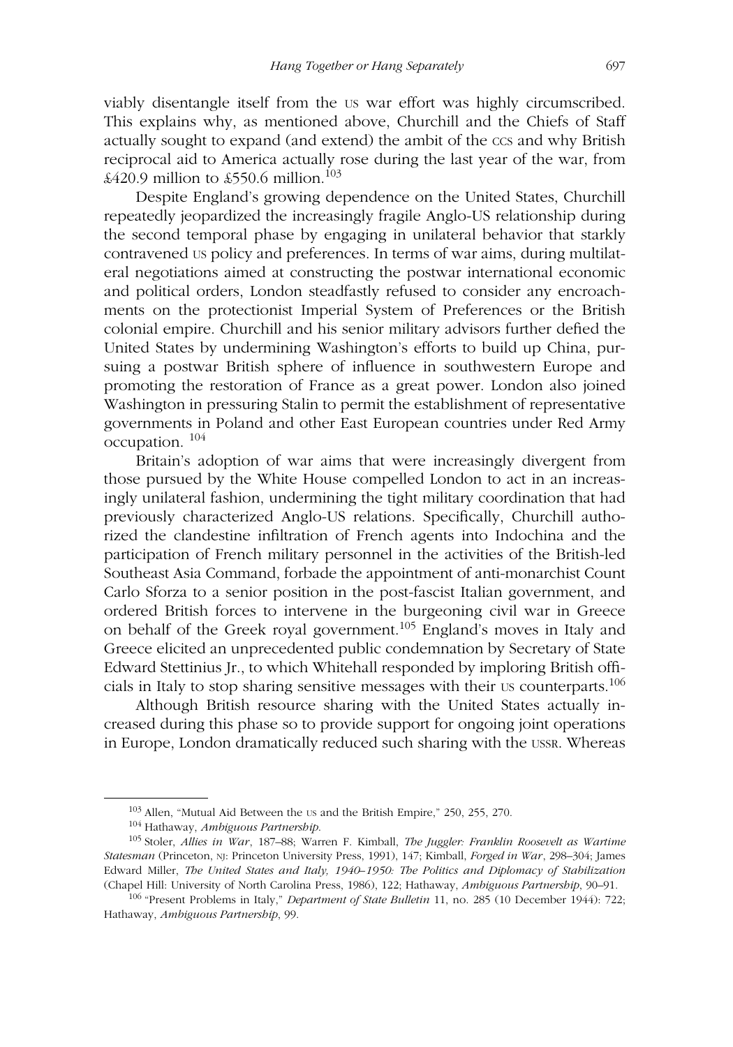viably disentangle itself from the US war effort was highly circumscribed. This explains why, as mentioned above, Churchill and the Chiefs of Staff actually sought to expand (and extend) the ambit of the CCS and why British reciprocal aid to America actually rose during the last year of the war, from £420.9 million to £550.6 million.[103]

Despite England's growing dependence on the United States, Churchill repeatedly jeopardized the increasingly fragile Anglo-US relationship during the second temporal phase by engaging in unilateral behavior that starkly contravened US policy and preferences. In terms of war aims, during multilateral negotiations aimed at constructing the postwar international economic and political orders, London steadfastly refused to consider any encroachments on the protectionist Imperial System of Preferences or the British colonial empire. Churchill and his senior military advisors further defied the United States by undermining Washington's efforts to build up China, pursuing a postwar British sphere of influence in southwestern Europe and promoting the restoration of France as a great power. London also joined Washington in pressuring Stalin to permit the establishment of representative governments in Poland and other East European countries under Red Army occupation. [104]

Britain's adoption of war aims that were increasingly divergent from those pursued by the White House compelled London to act in an increasingly unilateral fashion, undermining the tight military coordination that had previously characterized Anglo-US relations. Specifically, Churchill authorized the clandestine infiltration of French agents into Indochina and the participation of French military personnel in the activities of the British-led Southeast Asia Command, forbade the appointment of anti-monarchist Count Carlo Sforza to a senior position in the post-fascist Italian government, and ordered British forces to intervene in the burgeoning civil war in Greece on behalf of the Greek royal government.[105] England's moves in Italy and Greece elicited an unprecedented public condemnation by Secretary of State Edward Stettinius Jr., to which Whitehall responded by imploring British officials in Italy to stop sharing sensitive messages with their US counterparts.[106]

Although British resource sharing with the United States actually increased during this phase so to provide support for ongoing joint operations in Europe, London dramatically reduced such sharing with the USSR. Whereas

---

[103] Allen, "Mutual Aid Between the US and the British Empire," 250, 255, 270.

[104] Hathaway, *Ambiguous Partnership*.

[105] Stoler, *Allies in War*, 187–88; Warren F. Kimball, *The Juggler: Franklin Roosevelt as Wartime Statesman* (Princeton, NJ: Princeton University Press, 1991), 147; Kimball, *Forged in War*, 298–304; James Edward Miller, *The United States and Italy, 1940–1950: The Politics and Diplomacy of Stabilization* (Chapel Hill: University of North Carolina Press, 1986), 122; Hathaway, *Ambiguous Partnership*, 90–91.

[106] "Present Problems in Italy," *Department of State Bulletin* 11, no. 285 (10 December 1944): 722; Hathaway, *Ambiguous Partnership*, 99.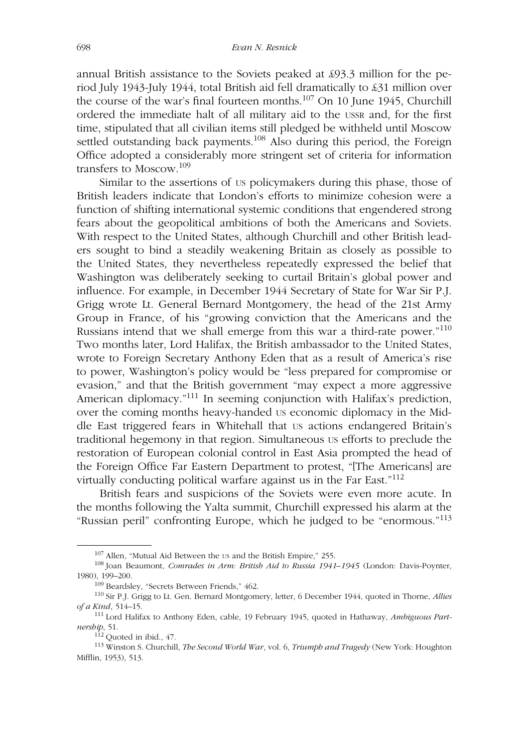annual British assistance to the Soviets peaked at £93.3 million for the period July 1943-July 1944, total British aid fell dramatically to £31 million over the course of the war's final fourteen months.[107] On 10 June 1945, Churchill ordered the immediate halt of all military aid to the USSR and, for the first time, stipulated that all civilian items still pledged be withheld until Moscow settled outstanding back payments.[108] Also during this period, the Foreign Office adopted a considerably more stringent set of criteria for information transfers to Moscow.[109]

Similar to the assertions of US policymakers during this phase, those of British leaders indicate that London's efforts to minimize cohesion were a function of shifting international systemic conditions that engendered strong fears about the geopolitical ambitions of both the Americans and Soviets. With respect to the United States, although Churchill and other British leaders sought to bind a steadily weakening Britain as closely as possible to the United States, they nevertheless repeatedly expressed the belief that Washington was deliberately seeking to curtail Britain's global power and influence. For example, in December 1944 Secretary of State for War Sir P.J. Grigg wrote Lt. General Bernard Montgomery, the head of the 21st Army Group in France, of his "growing conviction that the Americans and the Russians intend that we shall emerge from this war a third-rate power."[110] Two months later, Lord Halifax, the British ambassador to the United States, wrote to Foreign Secretary Anthony Eden that as a result of America's rise to power, Washington's policy would be "less prepared for compromise or evasion," and that the British government "may expect a more aggressive American diplomacy."[111] In seeming conjunction with Halifax's prediction, over the coming months heavy-handed US economic diplomacy in the Middle East triggered fears in Whitehall that US actions endangered Britain's traditional hegemony in that region. Simultaneous US efforts to preclude the restoration of European colonial control in East Asia prompted the head of the Foreign Office Far Eastern Department to protest, "[The Americans] are virtually conducting political warfare against us in the Far East."[112]

British fears and suspicions of the Soviets were even more acute. In the months following the Yalta summit, Churchill expressed his alarm at the "Russian peril" confronting Europe, which he judged to be "enormous."[113]

---

[107] Allen, "Mutual Aid Between the US and the British Empire," 255.

[108] Joan Beaumont, *Comrades in Arm: British Aid to Russia 1941–1945* (London: Davis-Poynter, 1980), 199–200.

[109] Beardsley, "Secrets Between Friends," 462.

[110] Sir P.J. Grigg to Lt. Gen. Bernard Montgomery, letter, 6 December 1944, quoted in Thorne, *Allies of a Kind*, 514–15.

[111] Lord Halifax to Anthony Eden, cable, 19 February 1945, quoted in Hathaway, *Ambiguous Partnership*, 51.

[112] Quoted in ibid., 47.

[113] Winston S. Churchill, *The Second World War*, vol. 6, *Triumph and Tragedy* (New York: Houghton Mifflin, 1953), 513.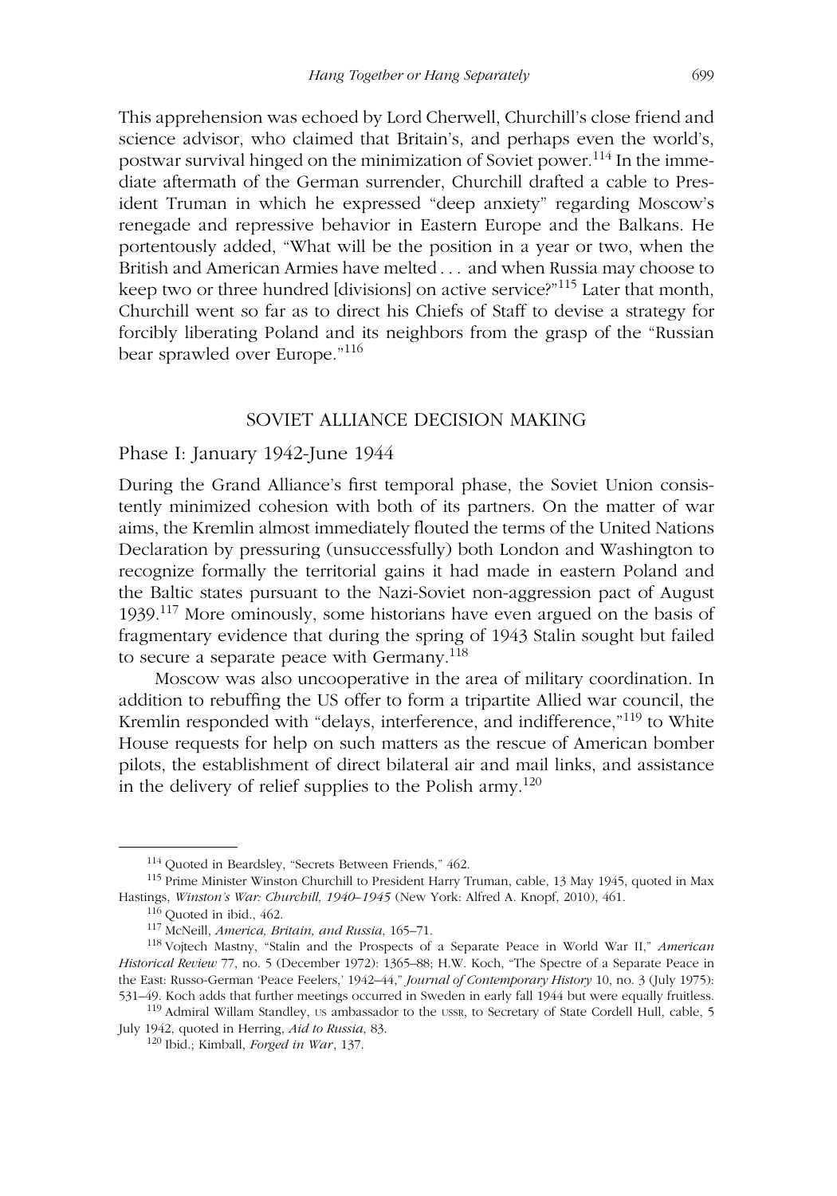This apprehension was echoed by Lord Cherwell, Churchill's close friend and science advisor, who claimed that Britain's, and perhaps even the world's, postwar survival hinged on the minimization of Soviet power.[114] In the immediate aftermath of the German surrender, Churchill drafted a cable to President Truman in which he expressed "deep anxiety" regarding Moscow's renegade and repressive behavior in Eastern Europe and the Balkans. He portentously added, "What will be the position in a year or two, when the British and American Armies have melted . . . and when Russia may choose to keep two or three hundred [divisions] on active service?"[115] Later that month, Churchill went so far as to direct his Chiefs of Staff to devise a strategy for forcibly liberating Poland and its neighbors from the grasp of the "Russian bear sprawled over Europe."[116]

## SOVIET ALLIANCE DECISION MAKING

### Phase I: January 1942-June 1944

During the Grand Alliance's first temporal phase, the Soviet Union consistently minimized cohesion with both of its partners. On the matter of war aims, the Kremlin almost immediately flouted the terms of the United Nations Declaration by pressuring (unsuccessfully) both London and Washington to recognize formally the territorial gains it had made in eastern Poland and the Baltic states pursuant to the Nazi-Soviet non-aggression pact of August 1939.[117] More ominously, some historians have even argued on the basis of fragmentary evidence that during the spring of 1943 Stalin sought but failed to secure a separate peace with Germany.[118]

Moscow was also uncooperative in the area of military coordination. In addition to rebuffing the US offer to form a tripartite Allied war council, the Kremlin responded with "delays, interference, and indifference,"[119] to White House requests for help on such matters as the rescue of American bomber pilots, the establishment of direct bilateral air and mail links, and assistance in the delivery of relief supplies to the Polish army.[120]

---

[114] Quoted in Beardsley, "Secrets Between Friends," 462.

[115] Prime Minister Winston Churchill to President Harry Truman, cable, 13 May 1945, quoted in Max Hastings, *Winston's War: Churchill, 1940–1945* (New York: Alfred A. Knopf, 2010), 461.

[116] Quoted in ibid., 462.

[117] McNeill, *America, Britain, and Russia*, 165–71.

[118] Vojtech Mastny, "Stalin and the Prospects of a Separate Peace in World War II," *American Historical Review* 77, no. 5 (December 1972): 1365–88; H.W. Koch, "The Spectre of a Separate Peace in the East: Russo-German 'Peace Feelers,' 1942–44," *Journal of Contemporary History* 10, no. 3 (July 1975): 531–49. Koch adds that further meetings occurred in Sweden in early fall 1944 but were equally fruitless.

[119] Admiral Willam Standley, US ambassador to the USSR, to Secretary of State Cordell Hull, cable, 5 July 1942, quoted in Herring, *Aid to Russia*, 83.

[120] Ibid.; Kimball, *Forged in War*, 137.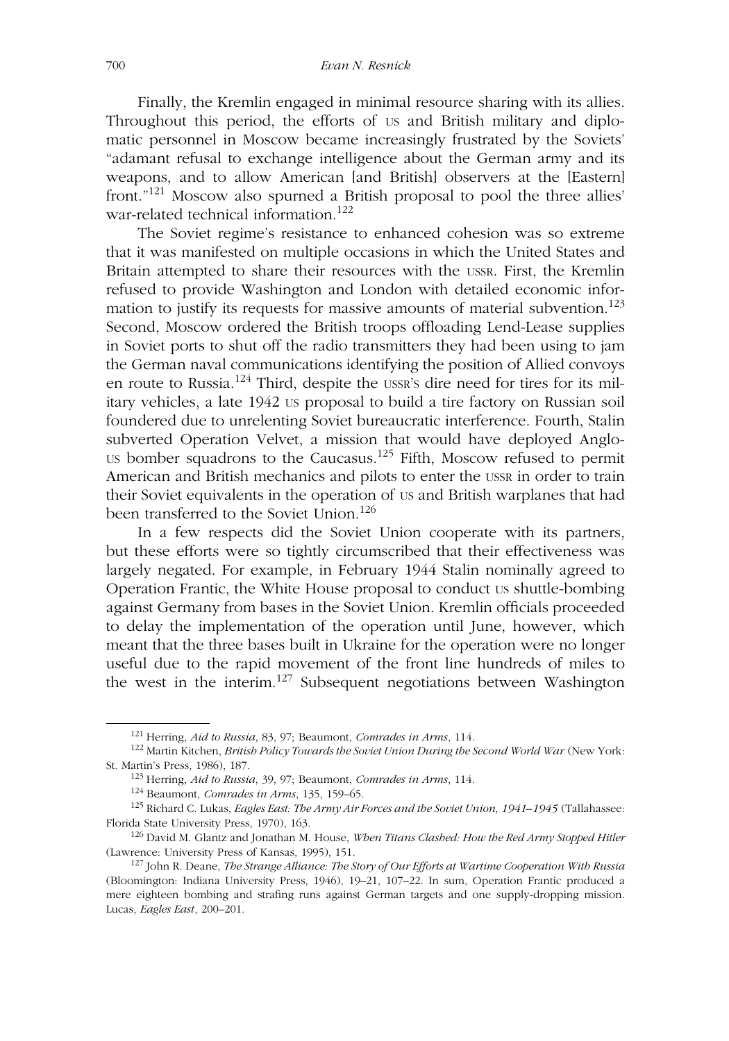Finally, the Kremlin engaged in minimal resource sharing with its allies. Throughout this period, the efforts of US and British military and diplomatic personnel in Moscow became increasingly frustrated by the Soviets' "adamant refusal to exchange intelligence about the German army and its weapons, and to allow American [and British] observers at the [Eastern] front."[121] Moscow also spurned a British proposal to pool the three allies' war-related technical information.[122]

The Soviet regime's resistance to enhanced cohesion was so extreme that it was manifested on multiple occasions in which the United States and Britain attempted to share their resources with the USSR. First, the Kremlin refused to provide Washington and London with detailed economic information to justify its requests for massive amounts of material subvention.[123] Second, Moscow ordered the British troops offloading Lend-Lease supplies in Soviet ports to shut off the radio transmitters they had been using to jam the German naval communications identifying the position of Allied convoys en route to Russia.[124] Third, despite the USSR's dire need for tires for its military vehicles, a late 1942 US proposal to build a tire factory on Russian soil foundered due to unrelenting Soviet bureaucratic interference. Fourth, Stalin subverted Operation Velvet, a mission that would have deployed Anglo-US bomber squadrons to the Caucasus.[125] Fifth, Moscow refused to permit American and British mechanics and pilots to enter the USSR in order to train their Soviet equivalents in the operation of US and British warplanes that had been transferred to the Soviet Union.[126]

In a few respects did the Soviet Union cooperate with its partners, but these efforts were so tightly circumscribed that their effectiveness was largely negated. For example, in February 1944 Stalin nominally agreed to Operation Frantic, the White House proposal to conduct US shuttle-bombing against Germany from bases in the Soviet Union. Kremlin officials proceeded to delay the implementation of the operation until June, however, which meant that the three bases built in Ukraine for the operation were no longer useful due to the rapid movement of the front line hundreds of miles to the west in the interim.[127] Subsequent negotiations between Washington

---

[121] Herring, *Aid to Russia*, 83, 97; Beaumont, *Comrades in Arms*, 114.

[122] Martin Kitchen, *British Policy Towards the Soviet Union During the Second World War* (New York: St. Martin's Press, 1986), 187.

[123] Herring, *Aid to Russia*, 39, 97; Beaumont, *Comrades in Arms*, 114.

[124] Beaumont, *Comrades in Arms*, 135, 159–65.

[125] Richard C. Lukas, *Eagles East: The Army Air Forces and the Soviet Union, 1941–1945* (Tallahassee: Florida State University Press, 1970), 163.

[126] David M. Glantz and Jonathan M. House, *When Titans Clashed: How the Red Army Stopped Hitler* (Lawrence: University Press of Kansas, 1995), 151.

[127] John R. Deane, *The Strange Alliance: The Story of Our Efforts at Wartime Cooperation With Russia* (Bloomington: Indiana University Press, 1946), 19–21, 107–22. In sum, Operation Frantic produced a mere eighteen bombing and strafing runs against German targets and one supply-dropping mission. Lucas, *Eagles East*, 200–201.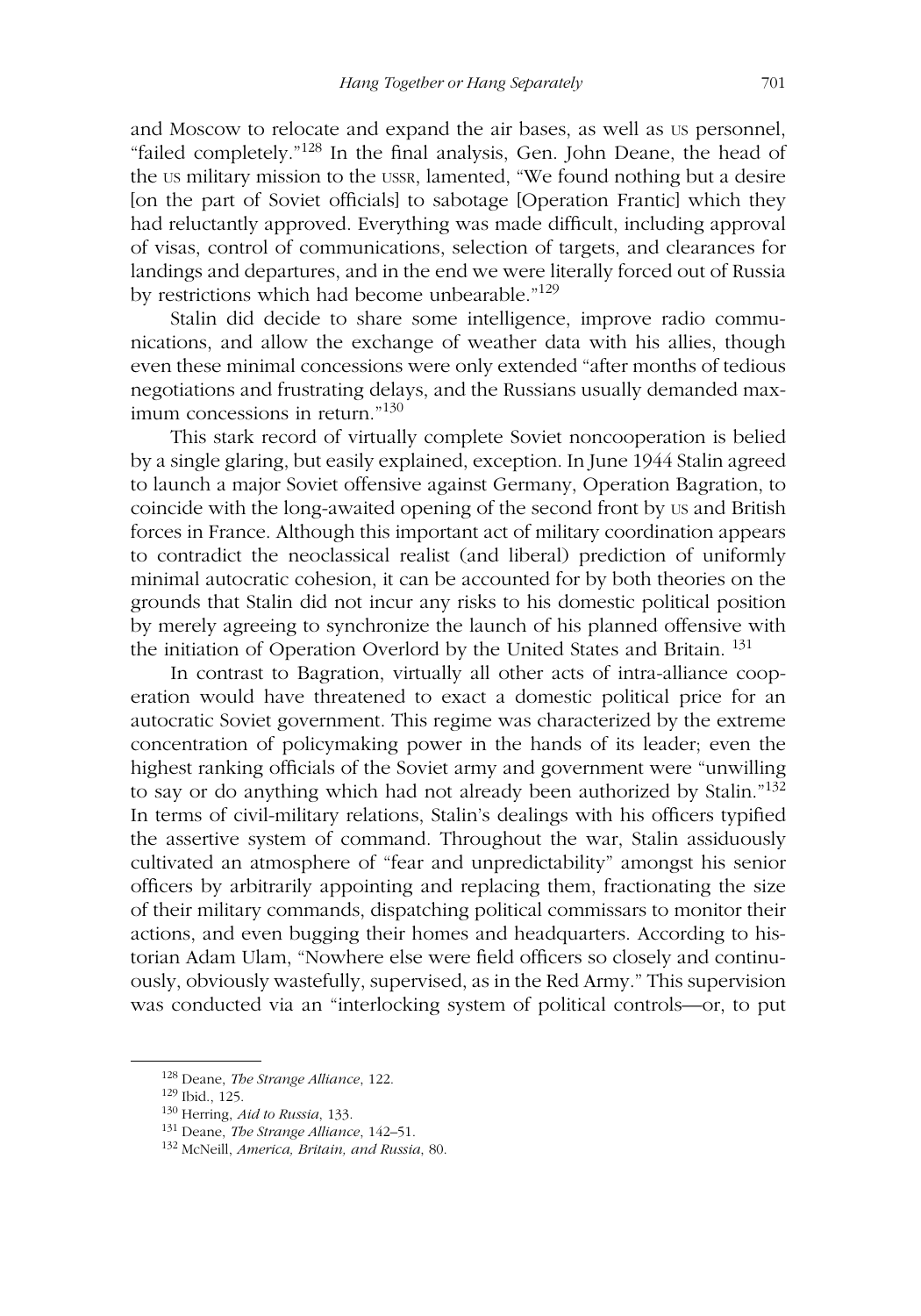and Moscow to relocate and expand the air bases, as well as US personnel, "failed completely."[128] In the final analysis, Gen. John Deane, the head of the US military mission to the USSR, lamented, "We found nothing but a desire [on the part of Soviet officials] to sabotage [Operation Frantic] which they had reluctantly approved. Everything was made difficult, including approval of visas, control of communications, selection of targets, and clearances for landings and departures, and in the end we were literally forced out of Russia by restrictions which had become unbearable."[129]

Stalin did decide to share some intelligence, improve radio communications, and allow the exchange of weather data with his allies, though even these minimal concessions were only extended "after months of tedious negotiations and frustrating delays, and the Russians usually demanded maximum concessions in return."[130]

This stark record of virtually complete Soviet noncooperation is belied by a single glaring, but easily explained, exception. In June 1944 Stalin agreed to launch a major Soviet offensive against Germany, Operation Bagration, to coincide with the long-awaited opening of the second front by US and British forces in France. Although this important act of military coordination appears to contradict the neoclassical realist (and liberal) prediction of uniformly minimal autocratic cohesion, it can be accounted for by both theories on the grounds that Stalin did not incur any risks to his domestic political position by merely agreeing to synchronize the launch of his planned offensive with the initiation of Operation Overlord by the United States and Britain. [131]

In contrast to Bagration, virtually all other acts of intra-alliance cooperation would have threatened to exact a domestic political price for an autocratic Soviet government. This regime was characterized by the extreme concentration of policymaking power in the hands of its leader; even the highest ranking officials of the Soviet army and government were "unwilling to say or do anything which had not already been authorized by Stalin."[132] In terms of civil-military relations, Stalin's dealings with his officers typified the assertive system of command. Throughout the war, Stalin assiduously cultivated an atmosphere of "fear and unpredictability" amongst his senior officers by arbitrarily appointing and replacing them, fractionating the size of their military commands, dispatching political commissars to monitor their actions, and even bugging their homes and headquarters. According to historian Adam Ulam, "Nowhere else were field officers so closely and continuously, obviously wastefully, supervised, as in the Red Army." This supervision was conducted via an "interlocking system of political controls—or, to put

---

[128] Deane, *The Strange Alliance*, 122.

[129] Ibid., 125.

[130] Herring, *Aid to Russia*, 133.

[131] Deane, *The Strange Alliance*, 142–51.

[132] McNeill, *America, Britain, and Russia*, 80.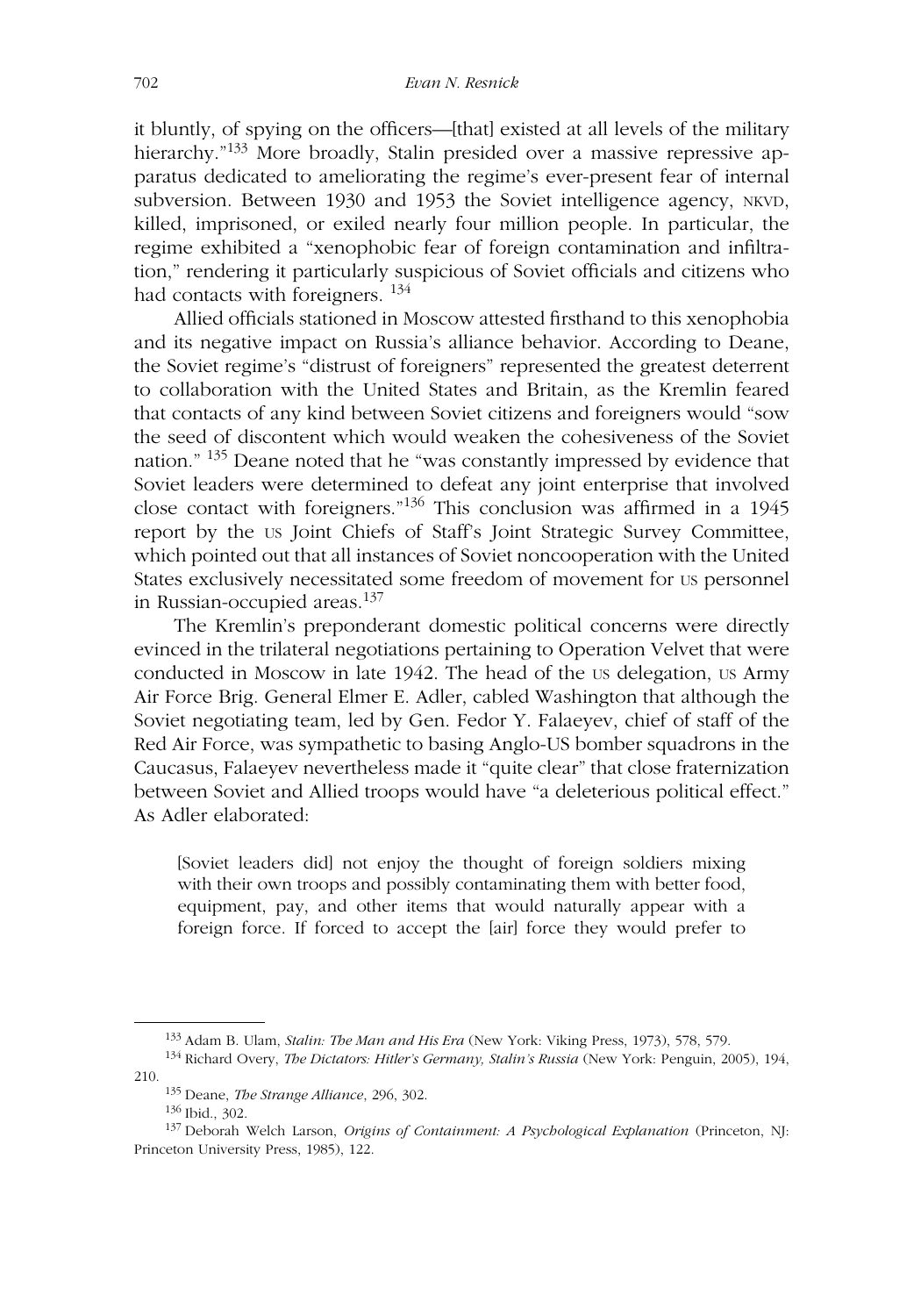it bluntly, of spying on the officers—[that] existed at all levels of the military hierarchy."[133] More broadly, Stalin presided over a massive repressive apparatus dedicated to ameliorating the regime's ever-present fear of internal subversion. Between 1930 and 1953 the Soviet intelligence agency, NKVD, killed, imprisoned, or exiled nearly four million people. In particular, the regime exhibited a "xenophobic fear of foreign contamination and infiltration," rendering it particularly suspicious of Soviet officials and citizens who had contacts with foreigners. [134]

Allied officials stationed in Moscow attested firsthand to this xenophobia and its negative impact on Russia's alliance behavior. According to Deane, the Soviet regime's "distrust of foreigners" represented the greatest deterrent to collaboration with the United States and Britain, as the Kremlin feared that contacts of any kind between Soviet citizens and foreigners would "sow the seed of discontent which would weaken the cohesiveness of the Soviet nation." [135] Deane noted that he "was constantly impressed by evidence that Soviet leaders were determined to defeat any joint enterprise that involved close contact with foreigners."[136] This conclusion was affirmed in a 1945 report by the US Joint Chiefs of Staff's Joint Strategic Survey Committee, which pointed out that all instances of Soviet noncooperation with the United States exclusively necessitated some freedom of movement for US personnel in Russian-occupied areas.[137]

The Kremlin's preponderant domestic political concerns were directly evinced in the trilateral negotiations pertaining to Operation Velvet that were conducted in Moscow in late 1942. The head of the US delegation, US Army Air Force Brig. General Elmer E. Adler, cabled Washington that although the Soviet negotiating team, led by Gen. Fedor Y. Falaeyev, chief of staff of the Red Air Force, was sympathetic to basing Anglo-US bomber squadrons in the Caucasus, Falaeyev nevertheless made it "quite clear" that close fraternization between Soviet and Allied troops would have "a deleterious political effect." As Adler elaborated:

> [Soviet leaders did] not enjoy the thought of foreign soldiers mixing with their own troops and possibly contaminating them with better food, equipment, pay, and other items that would naturally appear with a foreign force. If forced to accept the [air] force they would prefer to

---

[133] Adam B. Ulam, *Stalin: The Man and His Era* (New York: Viking Press, 1973), 578, 579.

[134] Richard Overy, *The Dictators: Hitler's Germany, Stalin's Russia* (New York: Penguin, 2005), 194, 210.

[135] Deane, *The Strange Alliance*, 296, 302.

[136] Ibid., 302.

[137] Deborah Welch Larson, *Origins of Containment: A Psychological Explanation* (Princeton, NJ: Princeton University Press, 1985), 122.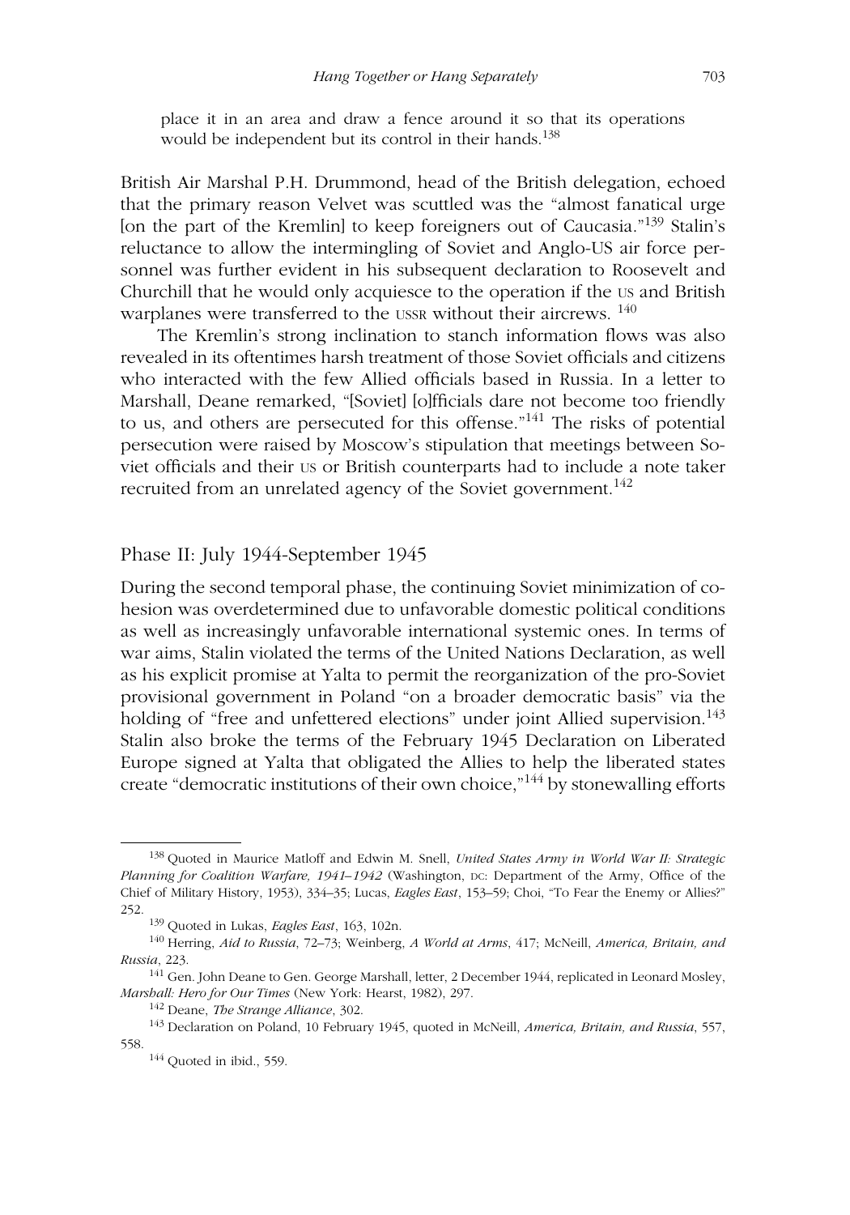place it in an area and draw a fence around it so that its operations would be independent but its control in their hands.[138]

British Air Marshal P.H. Drummond, head of the British delegation, echoed that the primary reason Velvet was scuttled was the "almost fanatical urge [on the part of the Kremlin] to keep foreigners out of Caucasia."[139] Stalin's reluctance to allow the intermingling of Soviet and Anglo-US air force personnel was further evident in his subsequent declaration to Roosevelt and Churchill that he would only acquiesce to the operation if the US and British warplanes were transferred to the USSR without their aircrews. [140]

The Kremlin's strong inclination to stanch information flows was also revealed in its oftentimes harsh treatment of those Soviet officials and citizens who interacted with the few Allied officials based in Russia. In a letter to Marshall, Deane remarked, "[Soviet] [o]fficials dare not become too friendly to us, and others are persecuted for this offense."[141] The risks of potential persecution were raised by Moscow's stipulation that meetings between Soviet officials and their US or British counterparts had to include a note taker recruited from an unrelated agency of the Soviet government.[142]

## Phase II: July 1944-September 1945

During the second temporal phase, the continuing Soviet minimization of cohesion was overdetermined due to unfavorable domestic political conditions as well as increasingly unfavorable international systemic ones. In terms of war aims, Stalin violated the terms of the United Nations Declaration, as well as his explicit promise at Yalta to permit the reorganization of the pro-Soviet provisional government in Poland "on a broader democratic basis" via the holding of "free and unfettered elections" under joint Allied supervision.[143] Stalin also broke the terms of the February 1945 Declaration on Liberated Europe signed at Yalta that obligated the Allies to help the liberated states create "democratic institutions of their own choice,"[144] by stonewalling efforts

---

[138] Quoted in Maurice Matloff and Edwin M. Snell, *United States Army in World War II: Strategic Planning for Coalition Warfare, 1941–1942* (Washington, DC: Department of the Army, Office of the Chief of Military History, 1953), 334–35; Lucas, *Eagles East*, 153–59; Choi, "To Fear the Enemy or Allies?" 252.

[139] Quoted in Lukas, *Eagles East*, 163, 102n.

[140] Herring, *Aid to Russia*, 72–73; Weinberg, *A World at Arms*, 417; McNeill, *America, Britain, and Russia*, 223.

[141] Gen. John Deane to Gen. George Marshall, letter, 2 December 1944, replicated in Leonard Mosley, *Marshall: Hero for Our Times* (New York: Hearst, 1982), 297.

[142] Deane, *The Strange Alliance*, 302.

[143] Declaration on Poland, 10 February 1945, quoted in McNeill, *America, Britain, and Russia*, 557, 558.

[144] Quoted in ibid., 559.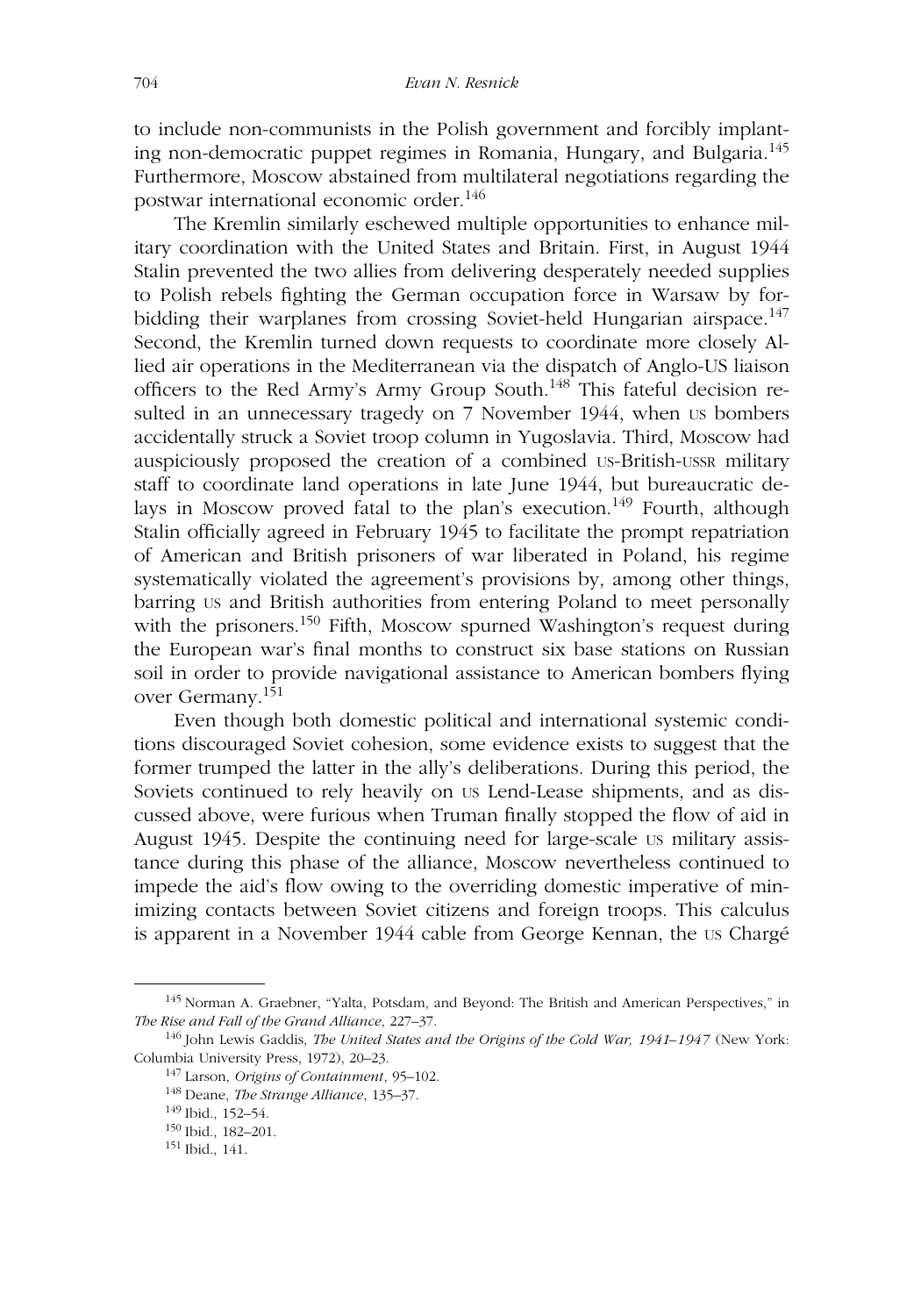to include non-communists in the Polish government and forcibly implanting non-democratic puppet regimes in Romania, Hungary, and Bulgaria.[145] Furthermore, Moscow abstained from multilateral negotiations regarding the postwar international economic order.[146]

The Kremlin similarly eschewed multiple opportunities to enhance military coordination with the United States and Britain. First, in August 1944 Stalin prevented the two allies from delivering desperately needed supplies to Polish rebels fighting the German occupation force in Warsaw by forbidding their warplanes from crossing Soviet-held Hungarian airspace.[147] Second, the Kremlin turned down requests to coordinate more closely Allied air operations in the Mediterranean via the dispatch of Anglo-US liaison officers to the Red Army's Army Group South.[148] This fateful decision resulted in an unnecessary tragedy on 7 November 1944, when US bombers accidentally struck a Soviet troop column in Yugoslavia. Third, Moscow had auspiciously proposed the creation of a combined US-British-USSR military staff to coordinate land operations in late June 1944, but bureaucratic delays in Moscow proved fatal to the plan's execution.[149] Fourth, although Stalin officially agreed in February 1945 to facilitate the prompt repatriation of American and British prisoners of war liberated in Poland, his regime systematically violated the agreement's provisions by, among other things, barring US and British authorities from entering Poland to meet personally with the prisoners.[150] Fifth, Moscow spurned Washington's request during the European war's final months to construct six base stations on Russian soil in order to provide navigational assistance to American bombers flying over Germany.[151]

Even though both domestic political and international systemic conditions discouraged Soviet cohesion, some evidence exists to suggest that the former trumped the latter in the ally's deliberations. During this period, the Soviets continued to rely heavily on US Lend-Lease shipments, and as discussed above, were furious when Truman finally stopped the flow of aid in August 1945. Despite the continuing need for large-scale US military assistance during this phase of the alliance, Moscow nevertheless continued to impede the aid's flow owing to the overriding domestic imperative of minimizing contacts between Soviet citizens and foreign troops. This calculus is apparent in a November 1944 cable from George Kennan, the US Chargé

---

[145] Norman A. Graebner, "Yalta, Potsdam, and Beyond: The British and American Perspectives," in *The Rise and Fall of the Grand Alliance*, 227–37.

[146] John Lewis Gaddis, *The United States and the Origins of the Cold War, 1941–1947* (New York: Columbia University Press, 1972), 20–23.

[147] Larson, *Origins of Containment*, 95–102.

[148] Deane, *The Strange Alliance*, 135–37.

[149] Ibid., 152–54.

[150] Ibid., 182–201.

[151] Ibid., 141.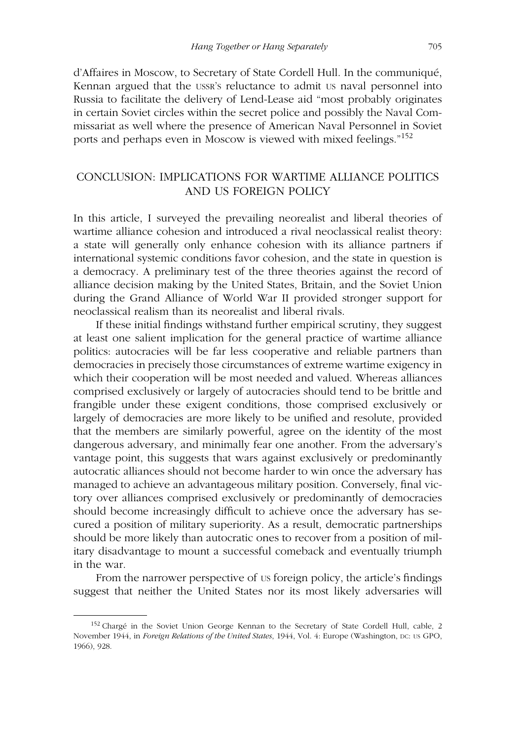d'Affaires in Moscow, to Secretary of State Cordell Hull. In the communiqué, Kennan argued that the USSR'S reluctance to admit US naval personnel into Russia to facilitate the delivery of Lend-Lease aid "most probably originates in certain Soviet circles within the secret police and possibly the Naval Commissariat as well where the presence of American Naval Personnel in Soviet ports and perhaps even in Moscow is viewed with mixed feelings."[152]

## CONCLUSION: IMPLICATIONS FOR WARTIME ALLIANCE POLITICS AND US FOREIGN POLICY

In this article, I surveyed the prevailing neorealist and liberal theories of wartime alliance cohesion and introduced a rival neoclassical realist theory: a state will generally only enhance cohesion with its alliance partners if international systemic conditions favor cohesion, and the state in question is a democracy. A preliminary test of the three theories against the record of alliance decision making by the United States, Britain, and the Soviet Union during the Grand Alliance of World War II provided stronger support for neoclassical realism than its neorealist and liberal rivals.

If these initial findings withstand further empirical scrutiny, they suggest at least one salient implication for the general practice of wartime alliance politics: autocracies will be far less cooperative and reliable partners than democracies in precisely those circumstances of extreme wartime exigency in which their cooperation will be most needed and valued. Whereas alliances comprised exclusively or largely of autocracies should tend to be brittle and frangible under these exigent conditions, those comprised exclusively or largely of democracies are more likely to be unified and resolute, provided that the members are similarly powerful, agree on the identity of the most dangerous adversary, and minimally fear one another. From the adversary's vantage point, this suggests that wars against exclusively or predominantly autocratic alliances should not become harder to win once the adversary has managed to achieve an advantageous military position. Conversely, final victory over alliances comprised exclusively or predominantly of democracies should become increasingly difficult to achieve once the adversary has secured a position of military superiority. As a result, democratic partnerships should be more likely than autocratic ones to recover from a position of military disadvantage to mount a successful comeback and eventually triumph in the war.

From the narrower perspective of US foreign policy, the article's findings suggest that neither the United States nor its most likely adversaries will

---

[152] Chargé in the Soviet Union George Kennan to the Secretary of State Cordell Hull, cable, 2 November 1944, in *Foreign Relations of the United States*, 1944, Vol. 4: Europe (Washington, DC: US GPO, 1966), 928.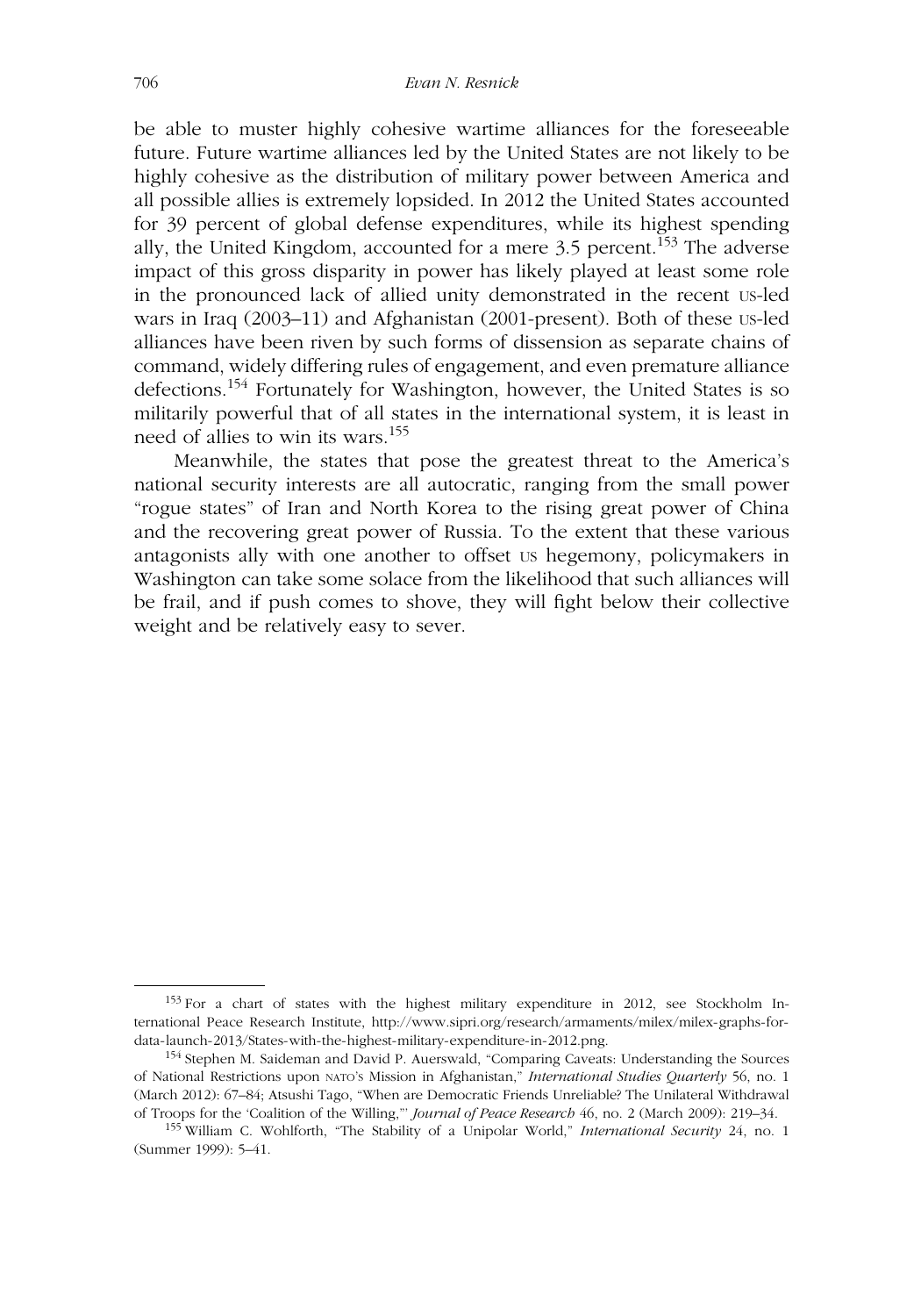be able to muster highly cohesive wartime alliances for the foreseeable future. Future wartime alliances led by the United States are not likely to be highly cohesive as the distribution of military power between America and all possible allies is extremely lopsided. In 2012 the United States accounted for 39 percent of global defense expenditures, while its highest spending ally, the United Kingdom, accounted for a mere 3.5 percent.[153] The adverse impact of this gross disparity in power has likely played at least some role in the pronounced lack of allied unity demonstrated in the recent US-led wars in Iraq (2003–11) and Afghanistan (2001-present). Both of these US-led alliances have been riven by such forms of dissension as separate chains of command, widely differing rules of engagement, and even premature alliance defections.[154] Fortunately for Washington, however, the United States is so militarily powerful that of all states in the international system, it is least in need of allies to win its wars.[155]

Meanwhile, the states that pose the greatest threat to the America's national security interests are all autocratic, ranging from the small power "rogue states" of Iran and North Korea to the rising great power of China and the recovering great power of Russia. To the extent that these various antagonists ally with one another to offset US hegemony, policymakers in Washington can take some solace from the likelihood that such alliances will be frail, and if push comes to shove, they will fight below their collective weight and be relatively easy to sever.

---

[153] For a chart of states with the highest military expenditure in 2012, see Stockholm International Peace Research Institute, http://www.sipri.org/research/armaments/milex/milex-graphs-for-data-launch-2013/States-with-the-highest-military-expenditure-in-2012.png.

[154] Stephen M. Saideman and David P. Auerswald, "Comparing Caveats: Understanding the Sources of National Restrictions upon NATO's Mission in Afghanistan," *International Studies Quarterly* 56, no. 1 (March 2012): 67–84; Atsushi Tago, "When are Democratic Friends Unreliable? The Unilateral Withdrawal of Troops for the 'Coalition of the Willing,'" *Journal of Peace Research* 46, no. 2 (March 2009): 219–34.

[155] William C. Wohlforth, "The Stability of a Unipolar World," *International Security* 24, no. 1 (Summer 1999): 5–41.